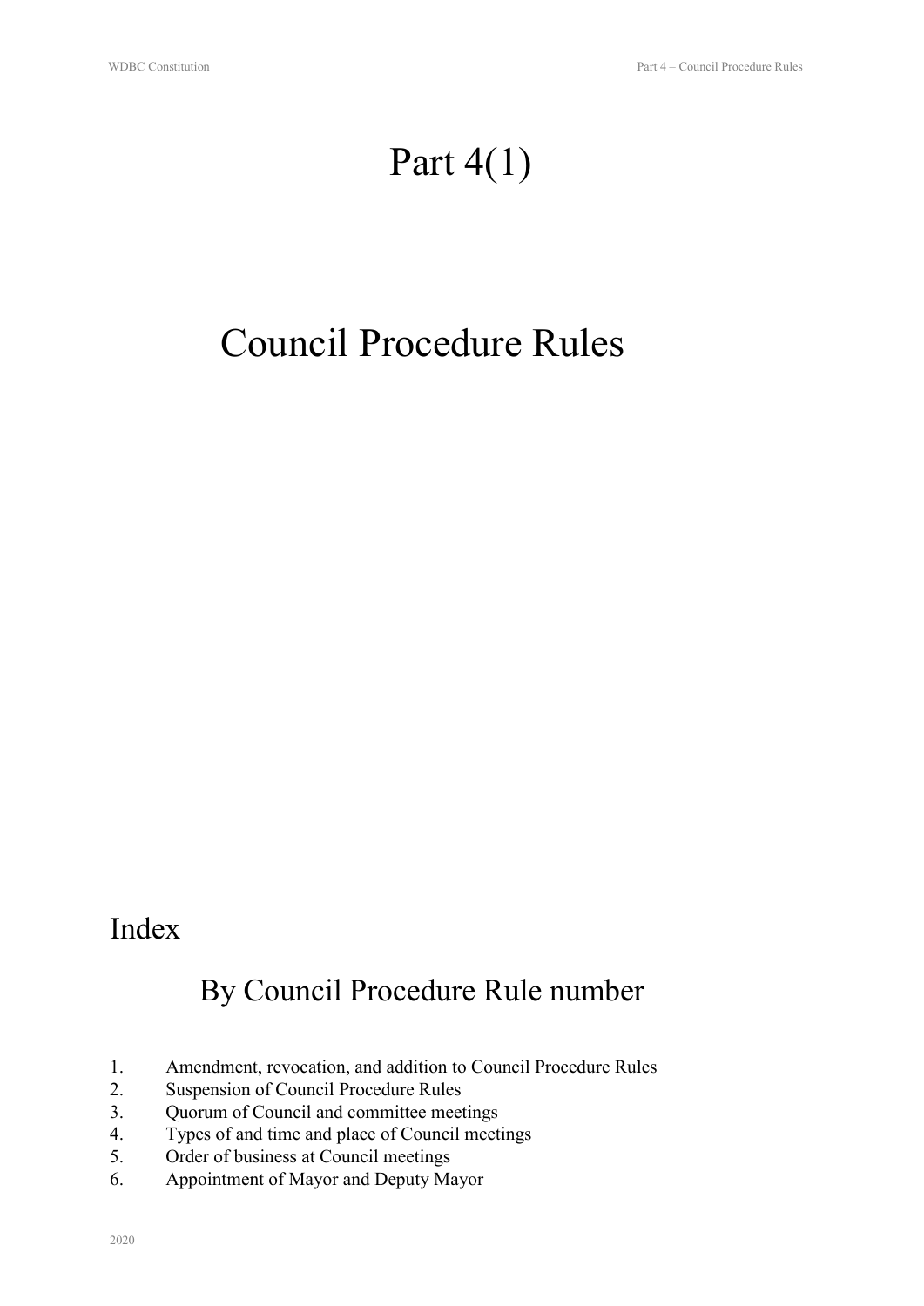# Part 4(1)

# Council Procedure Rules

## Index

### By Council Procedure Rule number

1. Amendment, revocation, and addition to Council Procedure Rules
2. Suspension of Council Procedure Rules
3. Quorum of Council and committee meetings
4. Types of and time and place of Council meetings
5. Order of business at Council meetings
6. Appointment of Mayor and Deputy Mayor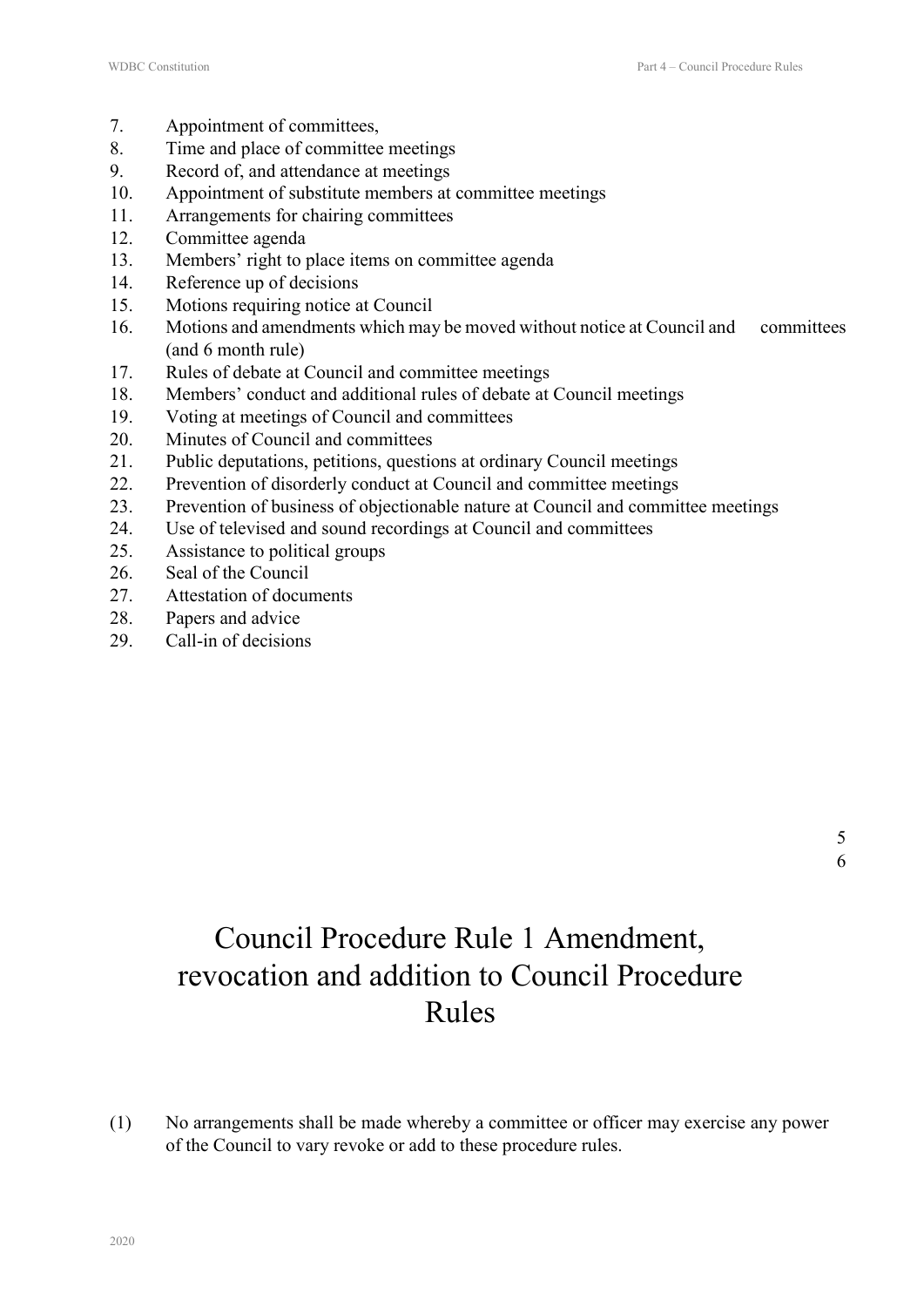7. Appointment of committees,
8. Time and place of committee meetings
9. Record of, and attendance at meetings
10. Appointment of substitute members at committee meetings
11. Arrangements for chairing committees
12. Committee agenda
13. Members' right to place items on committee agenda
14. Reference up of decisions
15. Motions requiring notice at Council
16. Motions and amendments which may be moved without notice at Council and committees (and 6 month rule)
17. Rules of debate at Council and committee meetings
18. Members' conduct and additional rules of debate at Council meetings
19. Voting at meetings of Council and committees
20. Minutes of Council and committees
21. Public deputations, petitions, questions at ordinary Council meetings
22. Prevention of disorderly conduct at Council and committee meetings
23. Prevention of business of objectionable nature at Council and committee meetings
24. Use of televised and sound recordings at Council and committees
25. Assistance to political groups
26. Seal of the Council
27. Attestation of documents
28. Papers and advice
29. Call-in of decisions

# Council Procedure Rule 1 Amendment, revocation and addition to Council Procedure Rules

(1) No arrangements shall be made whereby a committee or officer may exercise any power of the Council to vary revoke or add to these procedure rules.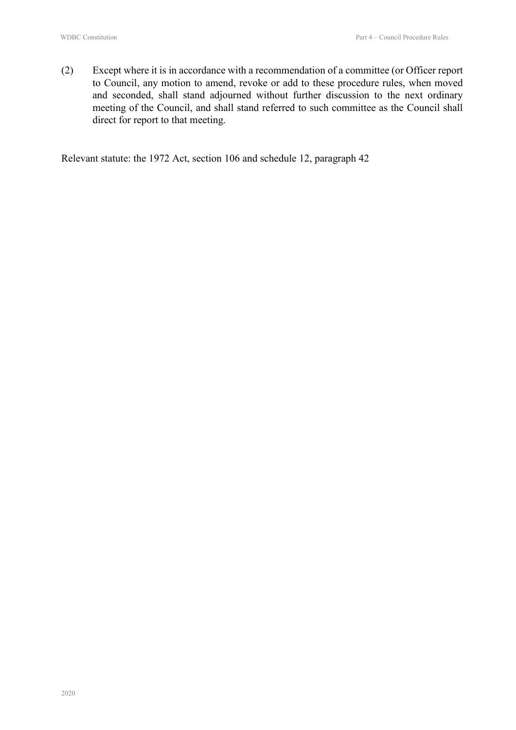(2) Except where it is in accordance with a recommendation of a committee (or Officer report to Council, any motion to amend, revoke or add to these procedure rules, when moved and seconded, shall stand adjourned without further discussion to the next ordinary meeting of the Council, and shall stand referred to such committee as the Council shall direct for report to that meeting.

Relevant statute: the 1972 Act, section 106 and schedule 12, paragraph 42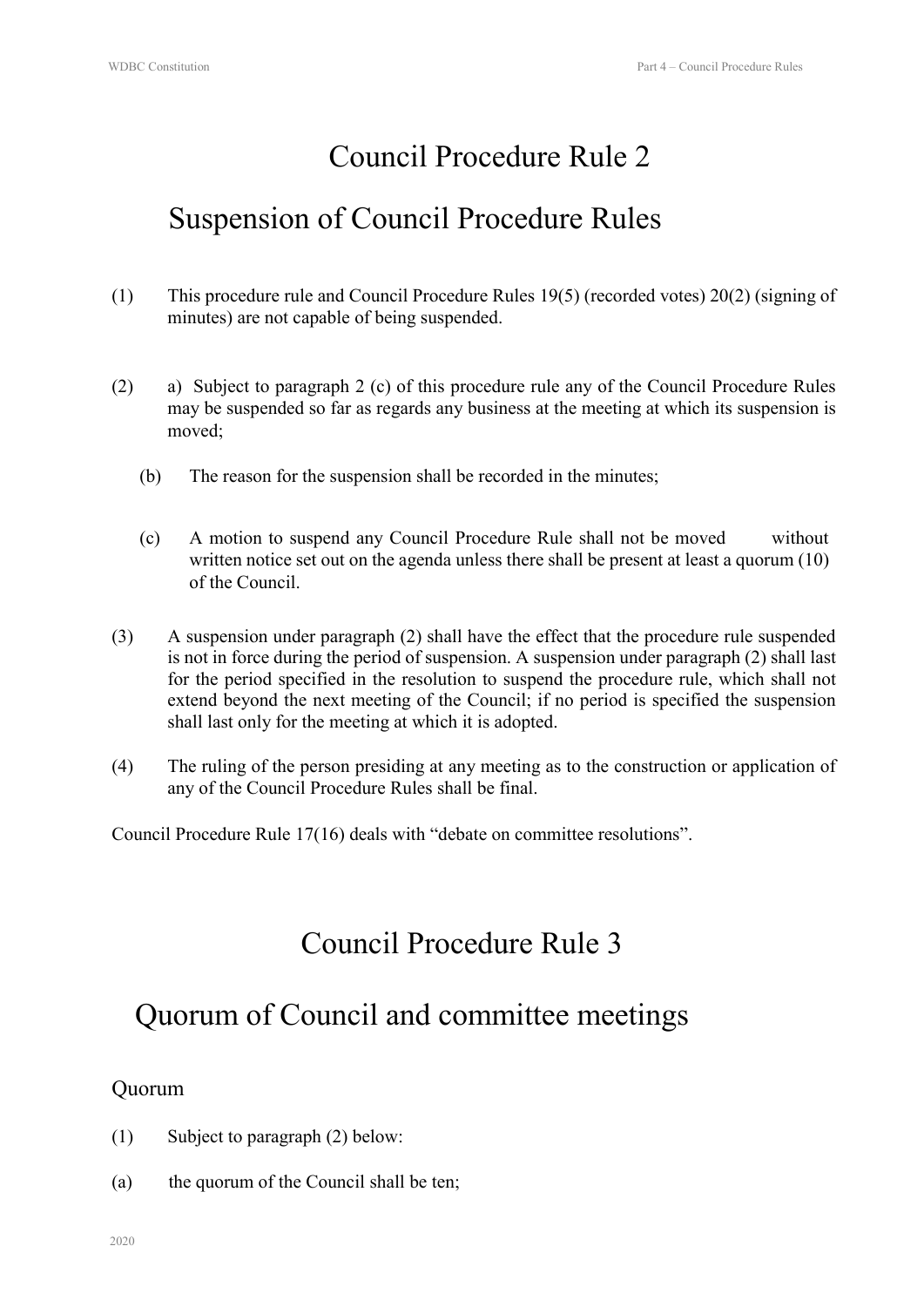# Council Procedure Rule 2

## Suspension of Council Procedure Rules

(1) This procedure rule and Council Procedure Rules 19(5) (recorded votes) 20(2) (signing of minutes) are not capable of being suspended.

(2) a) Subject to paragraph 2 (c) of this procedure rule any of the Council Procedure Rules may be suspended so far as regards any business at the meeting at which its suspension is moved;

(b) The reason for the suspension shall be recorded in the minutes;

(c) A motion to suspend any Council Procedure Rule shall not be moved without written notice set out on the agenda unless there shall be present at least a quorum (10) of the Council.

(3) A suspension under paragraph (2) shall have the effect that the procedure rule suspended is not in force during the period of suspension. A suspension under paragraph (2) shall last for the period specified in the resolution to suspend the procedure rule, which shall not extend beyond the next meeting of the Council; if no period is specified the suspension shall last only for the meeting at which it is adopted.

(4) The ruling of the person presiding at any meeting as to the construction or application of any of the Council Procedure Rules shall be final.

Council Procedure Rule 17(16) deals with "debate on committee resolutions".

# Council Procedure Rule 3

## Quorum of Council and committee meetings

### Quorum

(1) Subject to paragraph (2) below:

(a) the quorum of the Council shall be ten;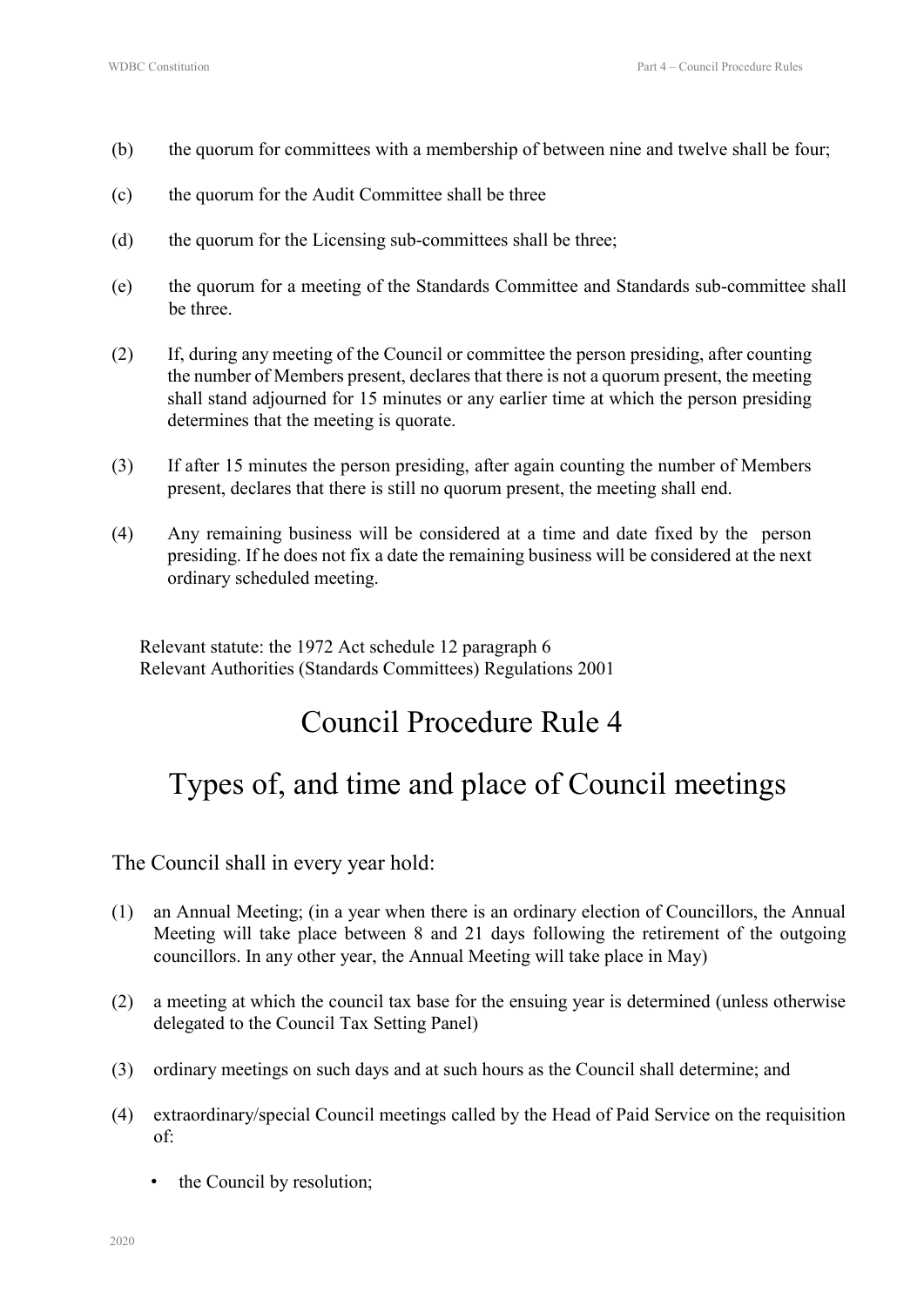(b) the quorum for committees with a membership of between nine and twelve shall be four;

(c) the quorum for the Audit Committee shall be three

(d) the quorum for the Licensing sub-committees shall be three;

(e) the quorum for a meeting of the Standards Committee and Standards sub-committee shall be three.

(2) If, during any meeting of the Council or committee the person presiding, after counting the number of Members present, declares that there is not a quorum present, the meeting shall stand adjourned for 15 minutes or any earlier time at which the person presiding determines that the meeting is quorate.

(3) If after 15 minutes the person presiding, after again counting the number of Members present, declares that there is still no quorum present, the meeting shall end.

(4) Any remaining business will be considered at a time and date fixed by the person presiding. If he does not fix a date the remaining business will be considered at the next ordinary scheduled meeting.

Relevant statute: the 1972 Act schedule 12 paragraph 6
Relevant Authorities (Standards Committees) Regulations 2001

# Council Procedure Rule 4

# Types of, and time and place of Council meetings

The Council shall in every year hold:

(1) an Annual Meeting; (in a year when there is an ordinary election of Councillors, the Annual Meeting will take place between 8 and 21 days following the retirement of the outgoing councillors. In any other year, the Annual Meeting will take place in May)

(2) a meeting at which the council tax base for the ensuing year is determined (unless otherwise delegated to the Council Tax Setting Panel)

(3) ordinary meetings on such days and at such hours as the Council shall determine; and

(4) extraordinary/special Council meetings called by the Head of Paid Service on the requisition of:

- the Council by resolution;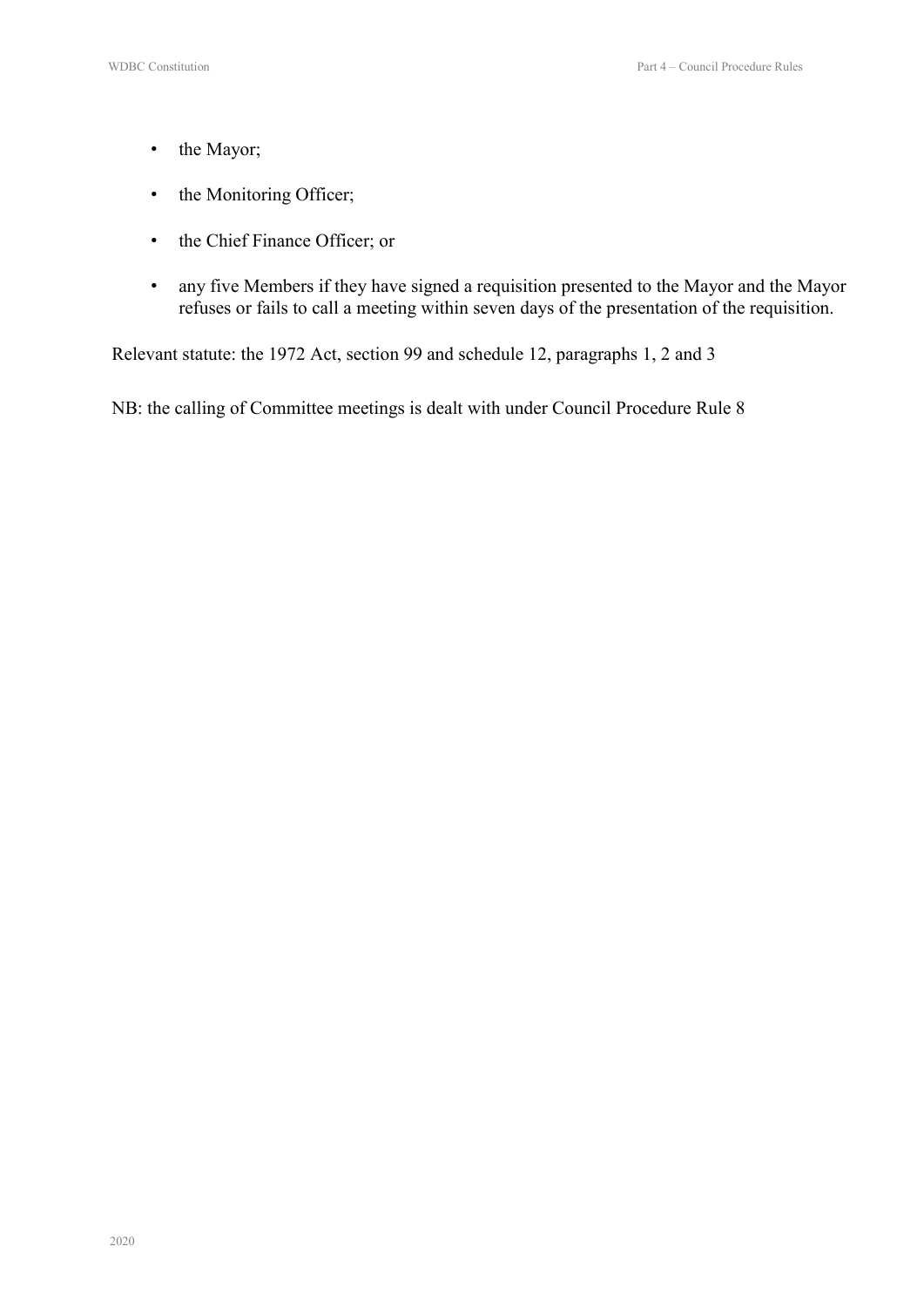- the Mayor;
- the Monitoring Officer;
- the Chief Finance Officer; or
- any five Members if they have signed a requisition presented to the Mayor and the Mayor refuses or fails to call a meeting within seven days of the presentation of the requisition.

Relevant statute: the 1972 Act, section 99 and schedule 12, paragraphs 1, 2 and 3

NB: the calling of Committee meetings is dealt with under Council Procedure Rule 8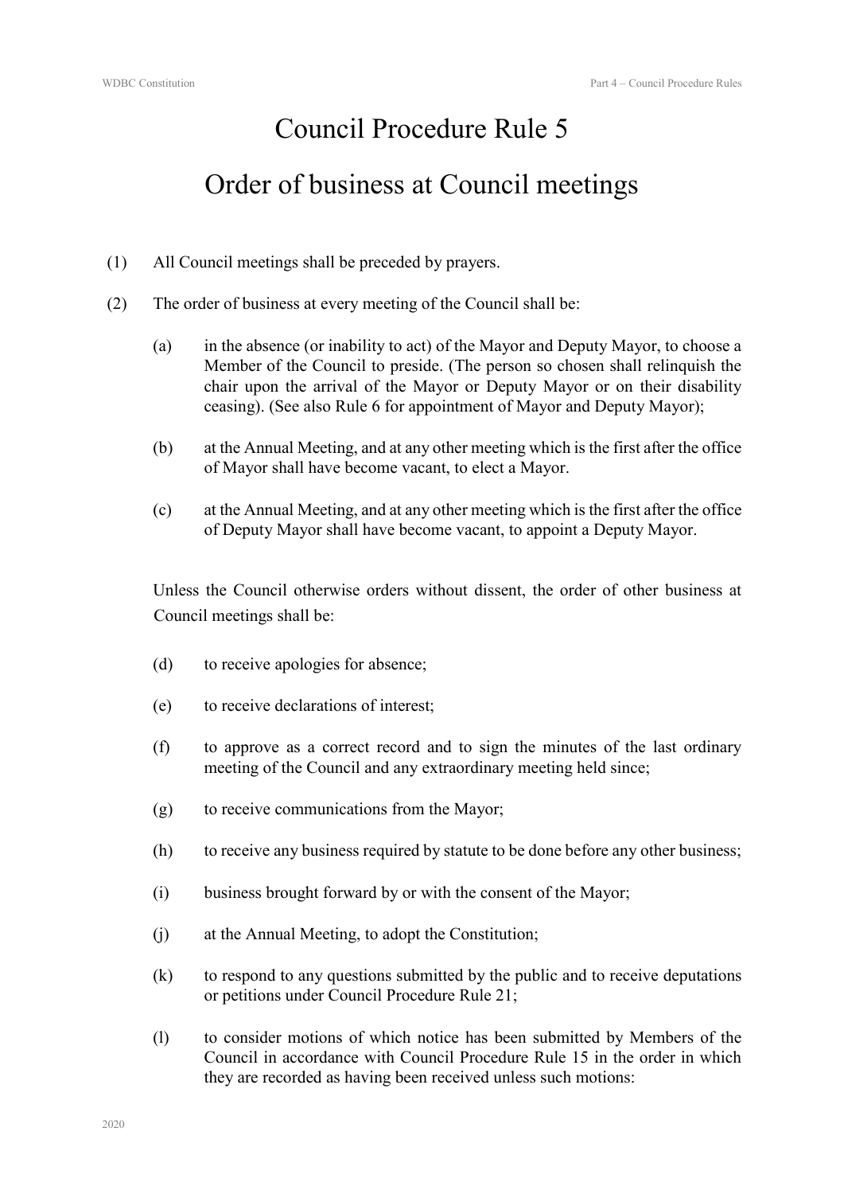# Council Procedure Rule 5

# Order of business at Council meetings

(1) All Council meetings shall be preceded by prayers.

(2) The order of business at every meeting of the Council shall be:

(a) in the absence (or inability to act) of the Mayor and Deputy Mayor, to choose a Member of the Council to preside. (The person so chosen shall relinquish the chair upon the arrival of the Mayor or Deputy Mayor or on their disability ceasing). (See also Rule 6 for appointment of Mayor and Deputy Mayor);

(b) at the Annual Meeting, and at any other meeting which is the first after the office of Mayor shall have become vacant, to elect a Mayor.

(c) at the Annual Meeting, and at any other meeting which is the first after the office of Deputy Mayor shall have become vacant, to appoint a Deputy Mayor.

Unless the Council otherwise orders without dissent, the order of other business at Council meetings shall be:

(d) to receive apologies for absence;

(e) to receive declarations of interest;

(f) to approve as a correct record and to sign the minutes of the last ordinary meeting of the Council and any extraordinary meeting held since;

(g) to receive communications from the Mayor;

(h) to receive any business required by statute to be done before any other business;

(i) business brought forward by or with the consent of the Mayor;

(j) at the Annual Meeting, to adopt the Constitution;

(k) to respond to any questions submitted by the public and to receive deputations or petitions under Council Procedure Rule 21;

(l) to consider motions of which notice has been submitted by Members of the Council in accordance with Council Procedure Rule 15 in the order in which they are recorded as having been received unless such motions: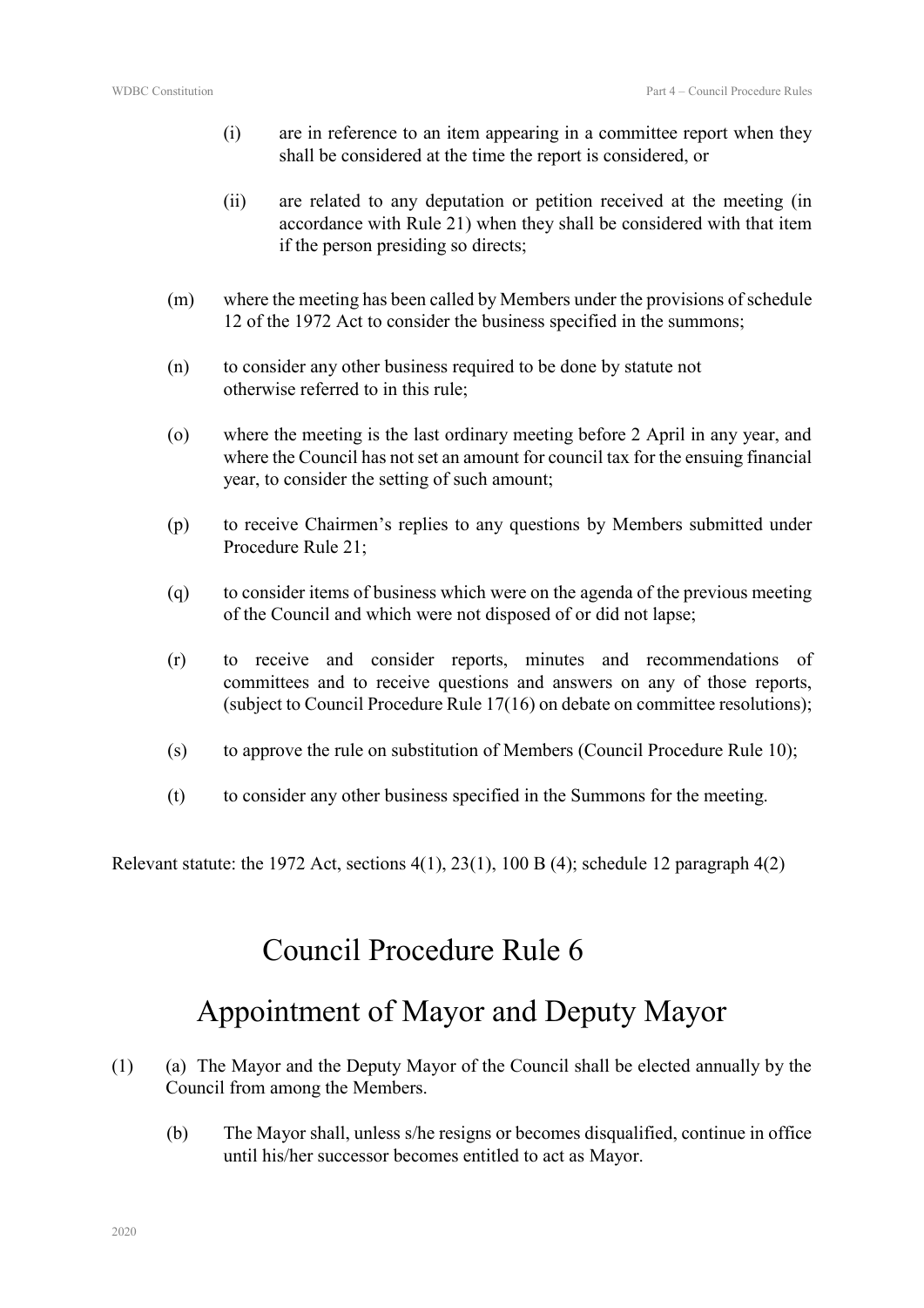(i) are in reference to an item appearing in a committee report when they shall be considered at the time the report is considered, or

(ii) are related to any deputation or petition received at the meeting (in accordance with Rule 21) when they shall be considered with that item if the person presiding so directs;

(m) where the meeting has been called by Members under the provisions of schedule 12 of the 1972 Act to consider the business specified in the summons;

(n) to consider any other business required to be done by statute not otherwise referred to in this rule;

(o) where the meeting is the last ordinary meeting before 2 April in any year, and where the Council has not set an amount for council tax for the ensuing financial year, to consider the setting of such amount;

(p) to receive Chairmen's replies to any questions by Members submitted under Procedure Rule 21;

(q) to consider items of business which were on the agenda of the previous meeting of the Council and which were not disposed of or did not lapse;

(r) to receive and consider reports, minutes and recommendations of committees and to receive questions and answers on any of those reports, (subject to Council Procedure Rule 17(16) on debate on committee resolutions);

(s) to approve the rule on substitution of Members (Council Procedure Rule 10);

(t) to consider any other business specified in the Summons for the meeting.

Relevant statute: the 1972 Act, sections 4(1), 23(1), 100 B (4); schedule 12 paragraph 4(2)

# Council Procedure Rule 6

# Appointment of Mayor and Deputy Mayor

(1) (a) The Mayor and the Deputy Mayor of the Council shall be elected annually by the Council from among the Members.

(b) The Mayor shall, unless s/he resigns or becomes disqualified, continue in office until his/her successor becomes entitled to act as Mayor.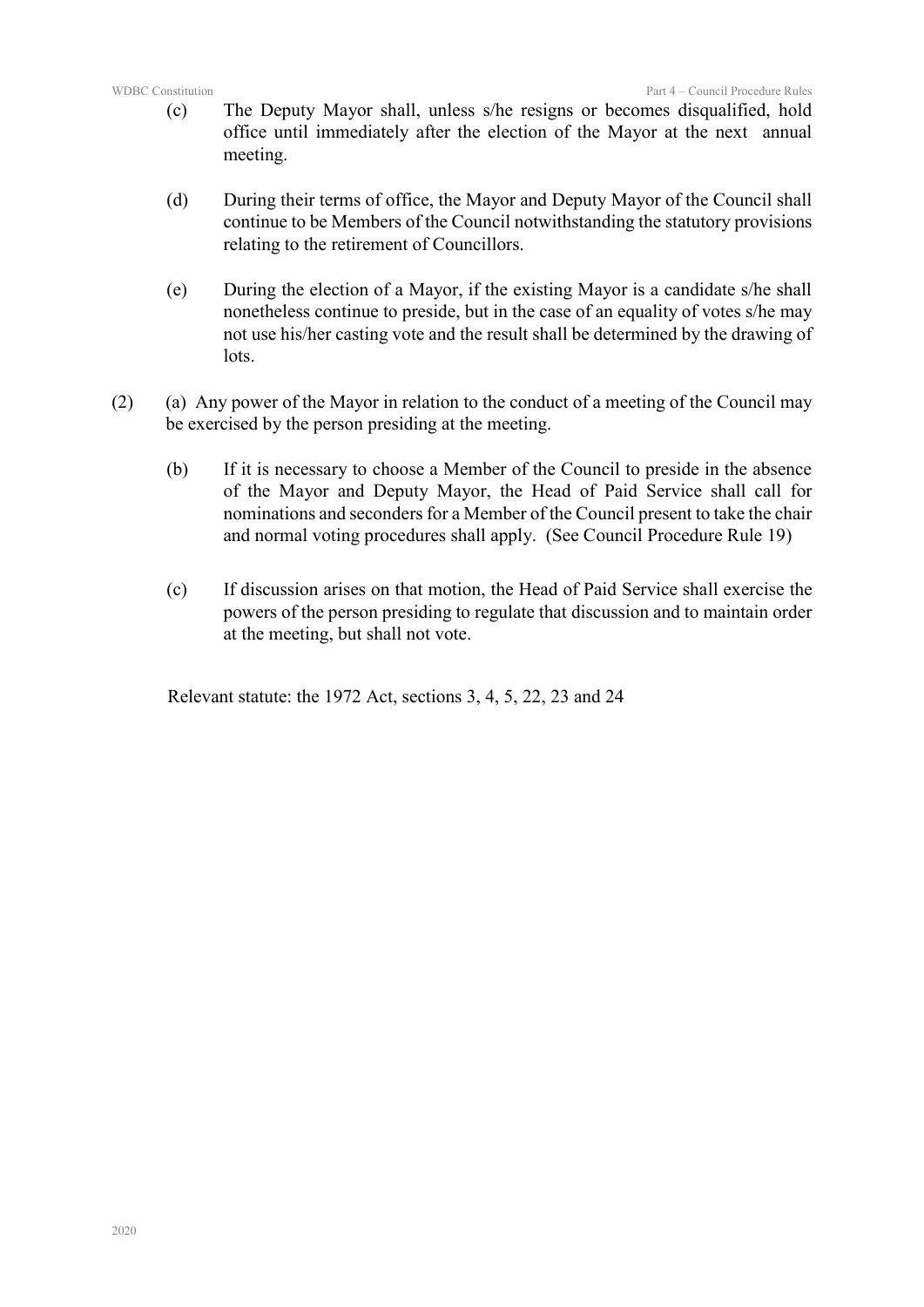(c) The Deputy Mayor shall, unless s/he resigns or becomes disqualified, hold office until immediately after the election of the Mayor at the next annual meeting.

(d) During their terms of office, the Mayor and Deputy Mayor of the Council shall continue to be Members of the Council notwithstanding the statutory provisions relating to the retirement of Councillors.

(e) During the election of a Mayor, if the existing Mayor is a candidate s/he shall nonetheless continue to preside, but in the case of an equality of votes s/he may not use his/her casting vote and the result shall be determined by the drawing of lots.

(2) (a) Any power of the Mayor in relation to the conduct of a meeting of the Council may be exercised by the person presiding at the meeting.

(b) If it is necessary to choose a Member of the Council to preside in the absence of the Mayor and Deputy Mayor, the Head of Paid Service shall call for nominations and seconders for a Member of the Council present to take the chair and normal voting procedures shall apply. (See Council Procedure Rule 19)

(c) If discussion arises on that motion, the Head of Paid Service shall exercise the powers of the person presiding to regulate that discussion and to maintain order at the meeting, but shall not vote.

Relevant statute: the 1972 Act, sections 3, 4, 5, 22, 23 and 24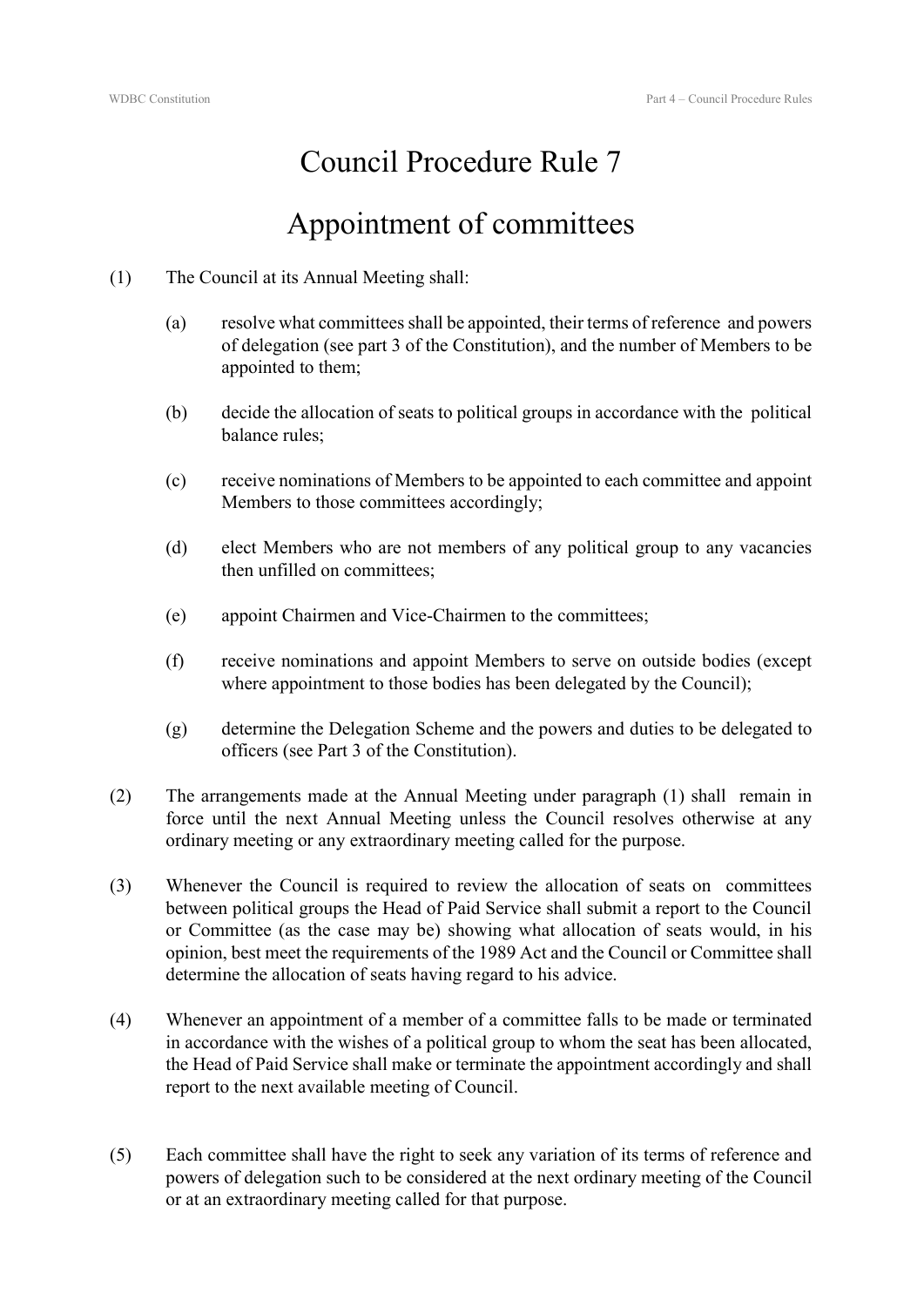# Council Procedure Rule 7

# Appointment of committees

(1) The Council at its Annual Meeting shall:

  (a) resolve what committees shall be appointed, their terms of reference and powers of delegation (see part 3 of the Constitution), and the number of Members to be appointed to them;

  (b) decide the allocation of seats to political groups in accordance with the political balance rules;

  (c) receive nominations of Members to be appointed to each committee and appoint Members to those committees accordingly;

  (d) elect Members who are not members of any political group to any vacancies then unfilled on committees;

  (e) appoint Chairmen and Vice-Chairmen to the committees;

  (f) receive nominations and appoint Members to serve on outside bodies (except where appointment to those bodies has been delegated by the Council);

  (g) determine the Delegation Scheme and the powers and duties to be delegated to officers (see Part 3 of the Constitution).

(2) The arrangements made at the Annual Meeting under paragraph (1) shall remain in force until the next Annual Meeting unless the Council resolves otherwise at any ordinary meeting or any extraordinary meeting called for the purpose.

(3) Whenever the Council is required to review the allocation of seats on committees between political groups the Head of Paid Service shall submit a report to the Council or Committee (as the case may be) showing what allocation of seats would, in his opinion, best meet the requirements of the 1989 Act and the Council or Committee shall determine the allocation of seats having regard to his advice.

(4) Whenever an appointment of a member of a committee falls to be made or terminated in accordance with the wishes of a political group to whom the seat has been allocated, the Head of Paid Service shall make or terminate the appointment accordingly and shall report to the next available meeting of Council.

(5) Each committee shall have the right to seek any variation of its terms of reference and powers of delegation such to be considered at the next ordinary meeting of the Council or at an extraordinary meeting called for that purpose.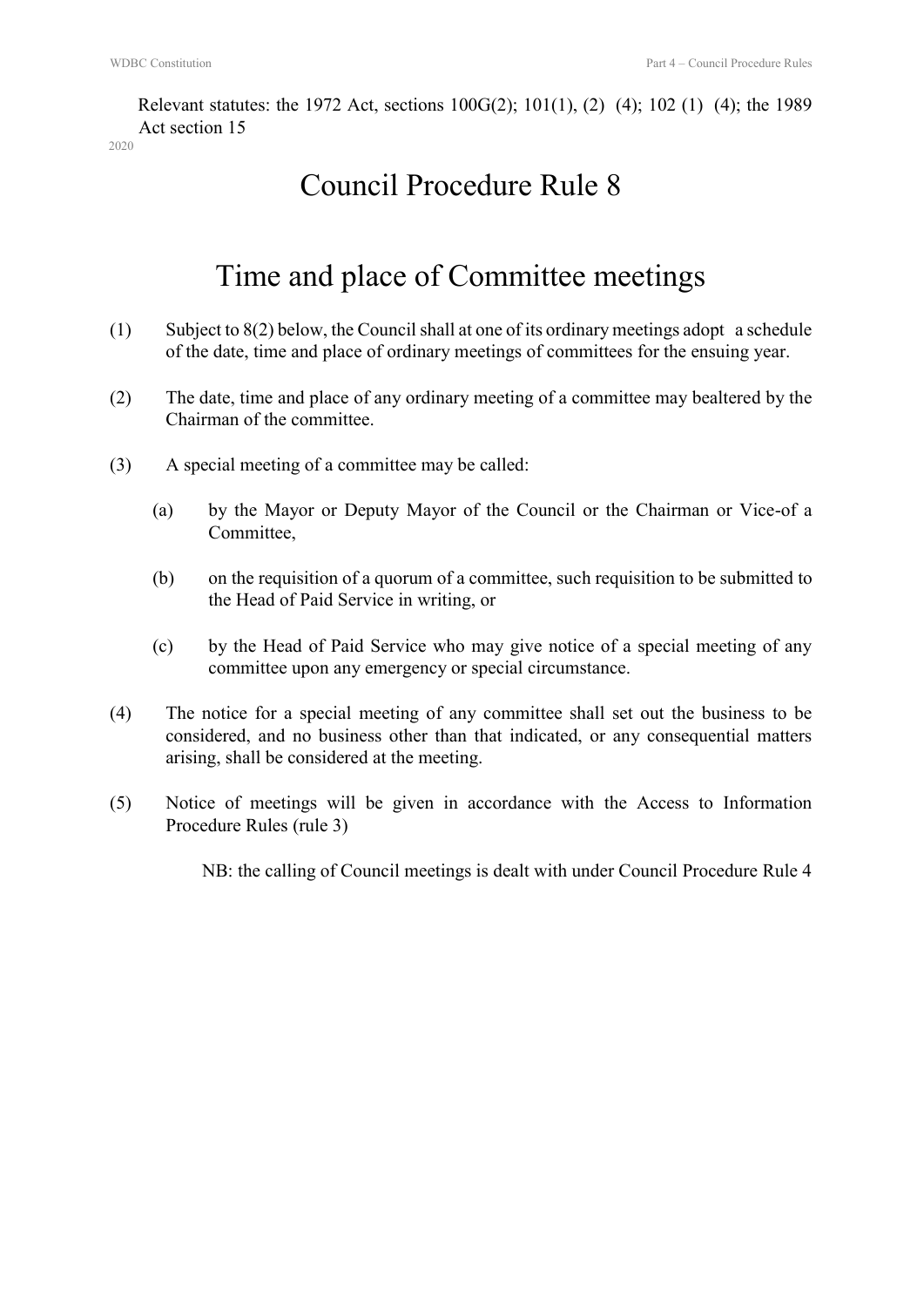Relevant statutes: the 1972 Act, sections 100G(2); 101(1), (2) (4); 102 (1) (4); the 1989 Act section 15

2020

# Council Procedure Rule 8

## Time and place of Committee meetings

(1) Subject to 8(2) below, the Council shall at one of its ordinary meetings adopt a schedule of the date, time and place of ordinary meetings of committees for the ensuing year.

(2) The date, time and place of any ordinary meeting of a committee may bealtered by the Chairman of the committee.

(3) A special meeting of a committee may be called:

  (a) by the Mayor or Deputy Mayor of the Council or the Chairman or Vice-of a Committee,

  (b) on the requisition of a quorum of a committee, such requisition to be submitted to the Head of Paid Service in writing, or

  (c) by the Head of Paid Service who may give notice of a special meeting of any committee upon any emergency or special circumstance.

(4) The notice for a special meeting of any committee shall set out the business to be considered, and no business other than that indicated, or any consequential matters arising, shall be considered at the meeting.

(5) Notice of meetings will be given in accordance with the Access to Information Procedure Rules (rule 3)

NB: the calling of Council meetings is dealt with under Council Procedure Rule 4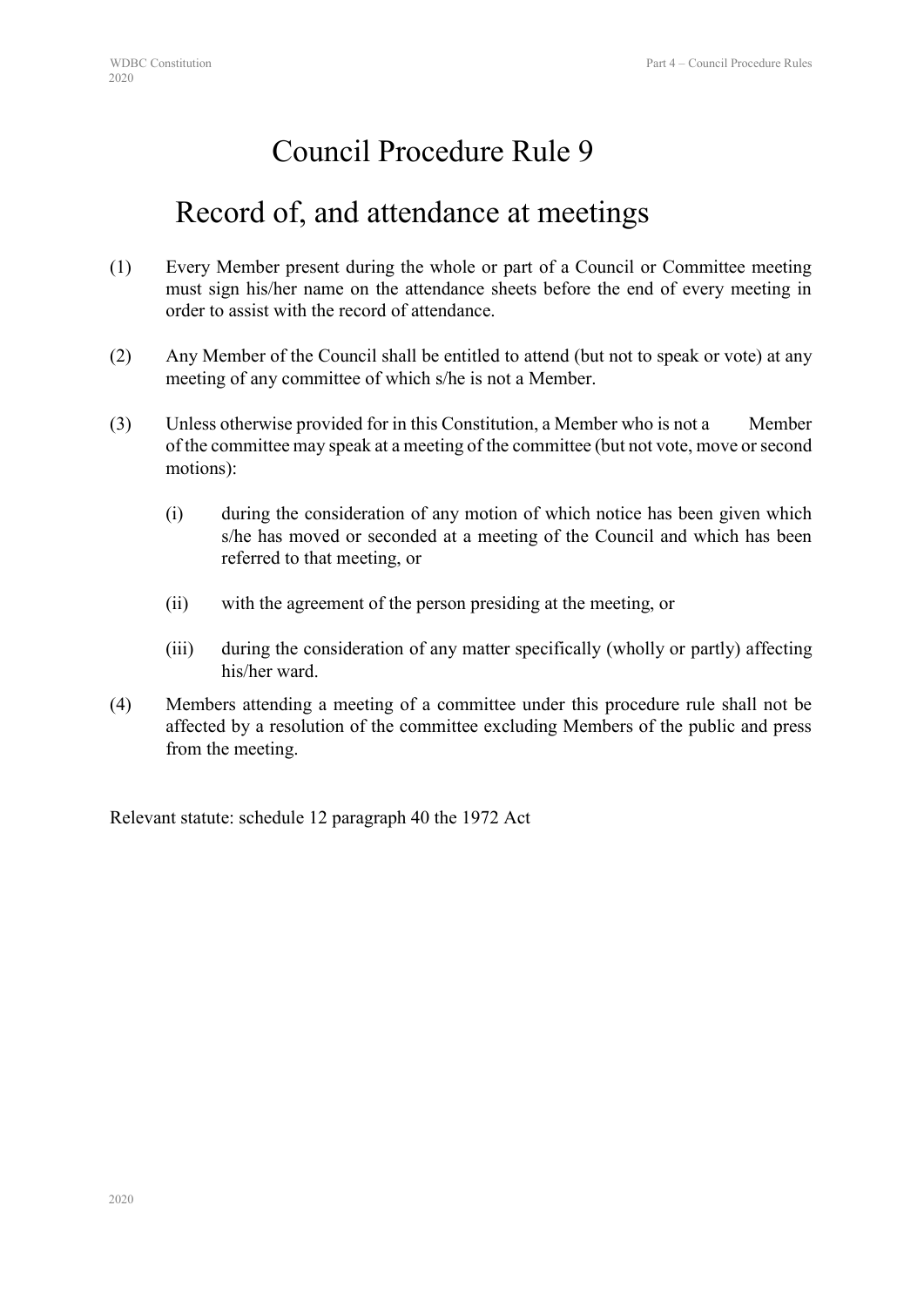# Council Procedure Rule 9

## Record of, and attendance at meetings

(1) Every Member present during the whole or part of a Council or Committee meeting must sign his/her name on the attendance sheets before the end of every meeting in order to assist with the record of attendance.

(2) Any Member of the Council shall be entitled to attend (but not to speak or vote) at any meeting of any committee of which s/he is not a Member.

(3) Unless otherwise provided for in this Constitution, a Member who is not a Member of the committee may speak at a meeting of the committee (but not vote, move or second motions):

  (i) during the consideration of any motion of which notice has been given which s/he has moved or seconded at a meeting of the Council and which has been referred to that meeting, or

  (ii) with the agreement of the person presiding at the meeting, or

  (iii) during the consideration of any matter specifically (wholly or partly) affecting his/her ward.

(4) Members attending a meeting of a committee under this procedure rule shall not be affected by a resolution of the committee excluding Members of the public and press from the meeting.

Relevant statute: schedule 12 paragraph 40 the 1972 Act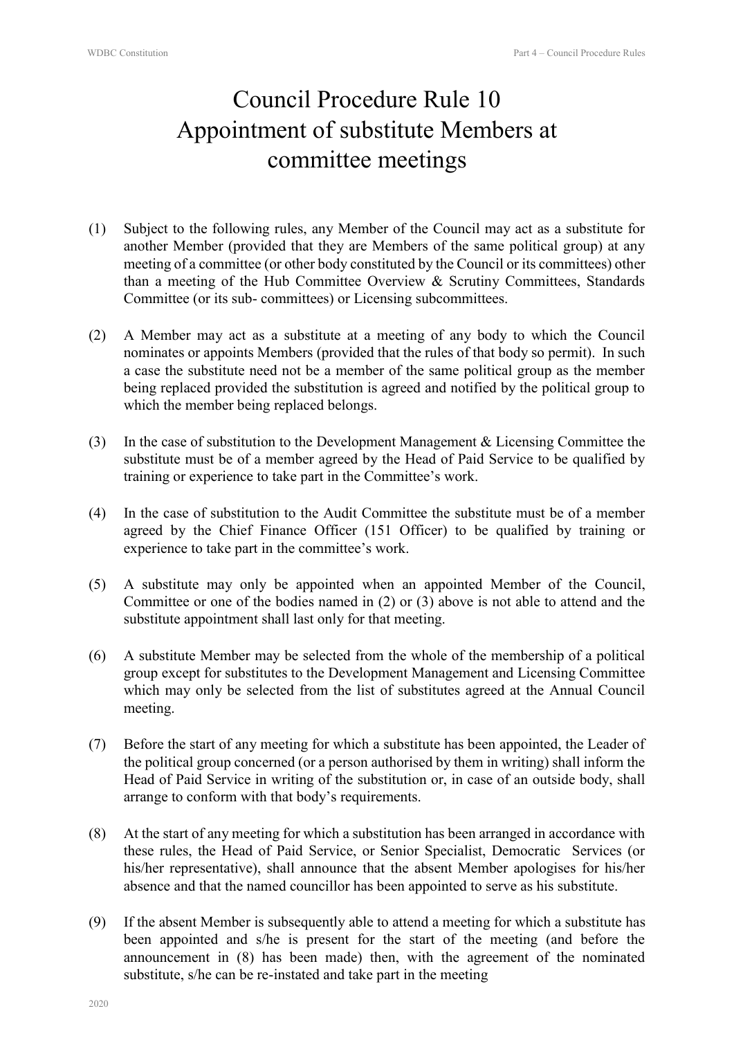# Council Procedure Rule 10
# Appointment of substitute Members at committee meetings

(1) Subject to the following rules, any Member of the Council may act as a substitute for another Member (provided that they are Members of the same political group) at any meeting of a committee (or other body constituted by the Council or its committees) other than a meeting of the Hub Committee Overview & Scrutiny Committees, Standards Committee (or its sub- committees) or Licensing subcommittees.

(2) A Member may act as a substitute at a meeting of any body to which the Council nominates or appoints Members (provided that the rules of that body so permit). In such a case the substitute need not be a member of the same political group as the member being replaced provided the substitution is agreed and notified by the political group to which the member being replaced belongs.

(3) In the case of substitution to the Development Management & Licensing Committee the substitute must be of a member agreed by the Head of Paid Service to be qualified by training or experience to take part in the Committee's work.

(4) In the case of substitution to the Audit Committee the substitute must be of a member agreed by the Chief Finance Officer (151 Officer) to be qualified by training or experience to take part in the committee's work.

(5) A substitute may only be appointed when an appointed Member of the Council, Committee or one of the bodies named in (2) or (3) above is not able to attend and the substitute appointment shall last only for that meeting.

(6) A substitute Member may be selected from the whole of the membership of a political group except for substitutes to the Development Management and Licensing Committee which may only be selected from the list of substitutes agreed at the Annual Council meeting.

(7) Before the start of any meeting for which a substitute has been appointed, the Leader of the political group concerned (or a person authorised by them in writing) shall inform the Head of Paid Service in writing of the substitution or, in case of an outside body, shall arrange to conform with that body's requirements.

(8) At the start of any meeting for which a substitution has been arranged in accordance with these rules, the Head of Paid Service, or Senior Specialist, Democratic Services (or his/her representative), shall announce that the absent Member apologises for his/her absence and that the named councillor has been appointed to serve as his substitute.

(9) If the absent Member is subsequently able to attend a meeting for which a substitute has been appointed and s/he is present for the start of the meeting (and before the announcement in (8) has been made) then, with the agreement of the nominated substitute, s/he can be re-instated and take part in the meeting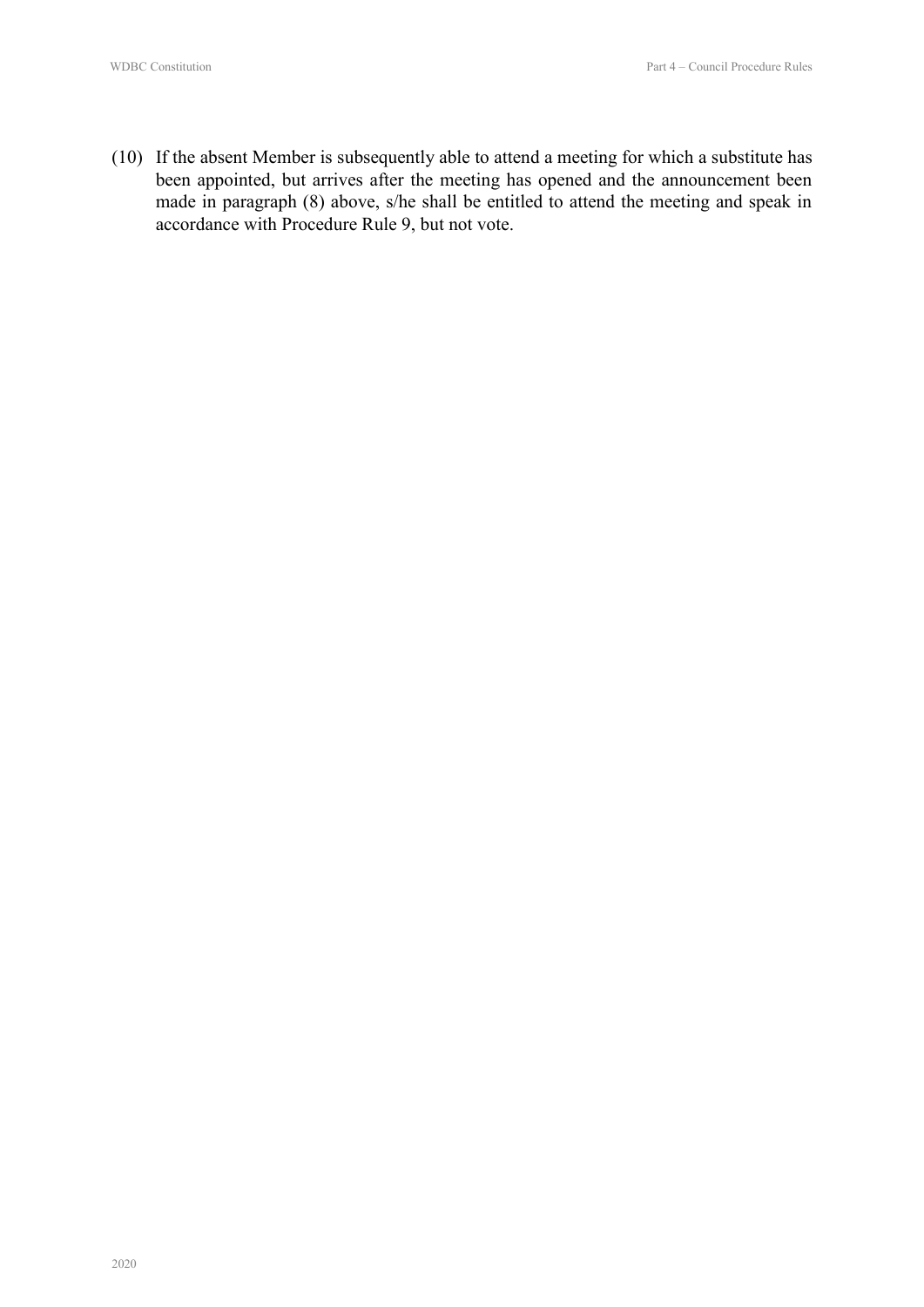(10) If the absent Member is subsequently able to attend a meeting for which a substitute has been appointed, but arrives after the meeting has opened and the announcement been made in paragraph (8) above, s/he shall be entitled to attend the meeting and speak in accordance with Procedure Rule 9, but not vote.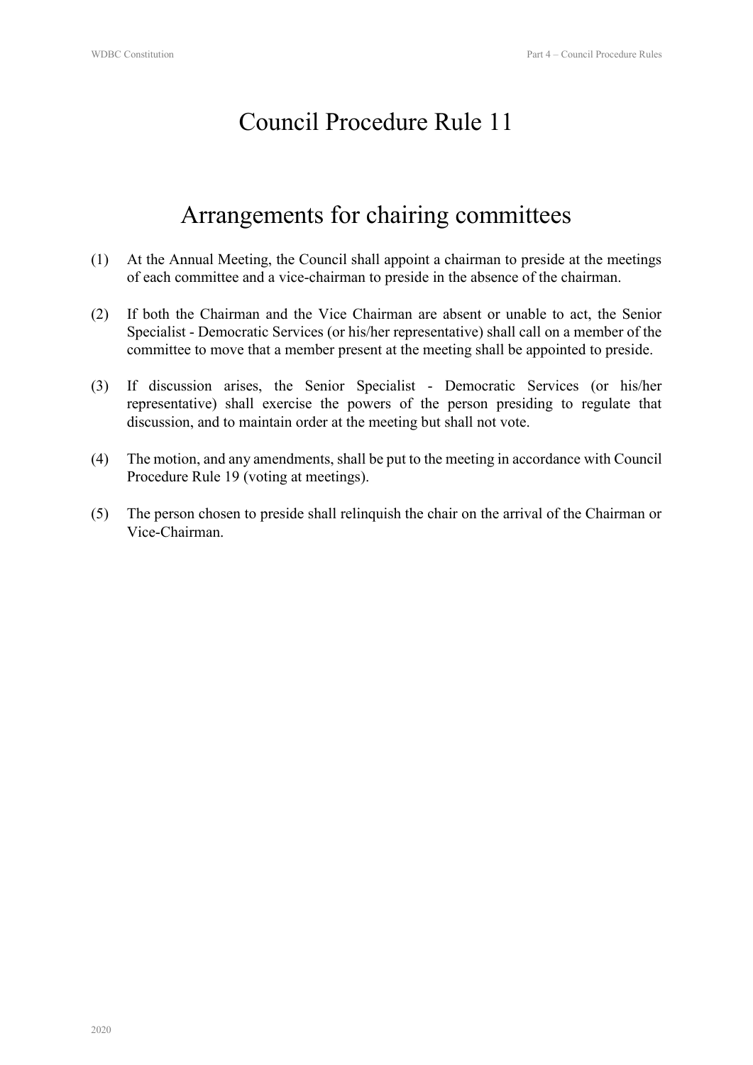# Council Procedure Rule 11

# Arrangements for chairing committees

(1) At the Annual Meeting, the Council shall appoint a chairman to preside at the meetings of each committee and a vice-chairman to preside in the absence of the chairman.

(2) If both the Chairman and the Vice Chairman are absent or unable to act, the Senior Specialist - Democratic Services (or his/her representative) shall call on a member of the committee to move that a member present at the meeting shall be appointed to preside.

(3) If discussion arises, the Senior Specialist - Democratic Services (or his/her representative) shall exercise the powers of the person presiding to regulate that discussion, and to maintain order at the meeting but shall not vote.

(4) The motion, and any amendments, shall be put to the meeting in accordance with Council Procedure Rule 19 (voting at meetings).

(5) The person chosen to preside shall relinquish the chair on the arrival of the Chairman or Vice-Chairman.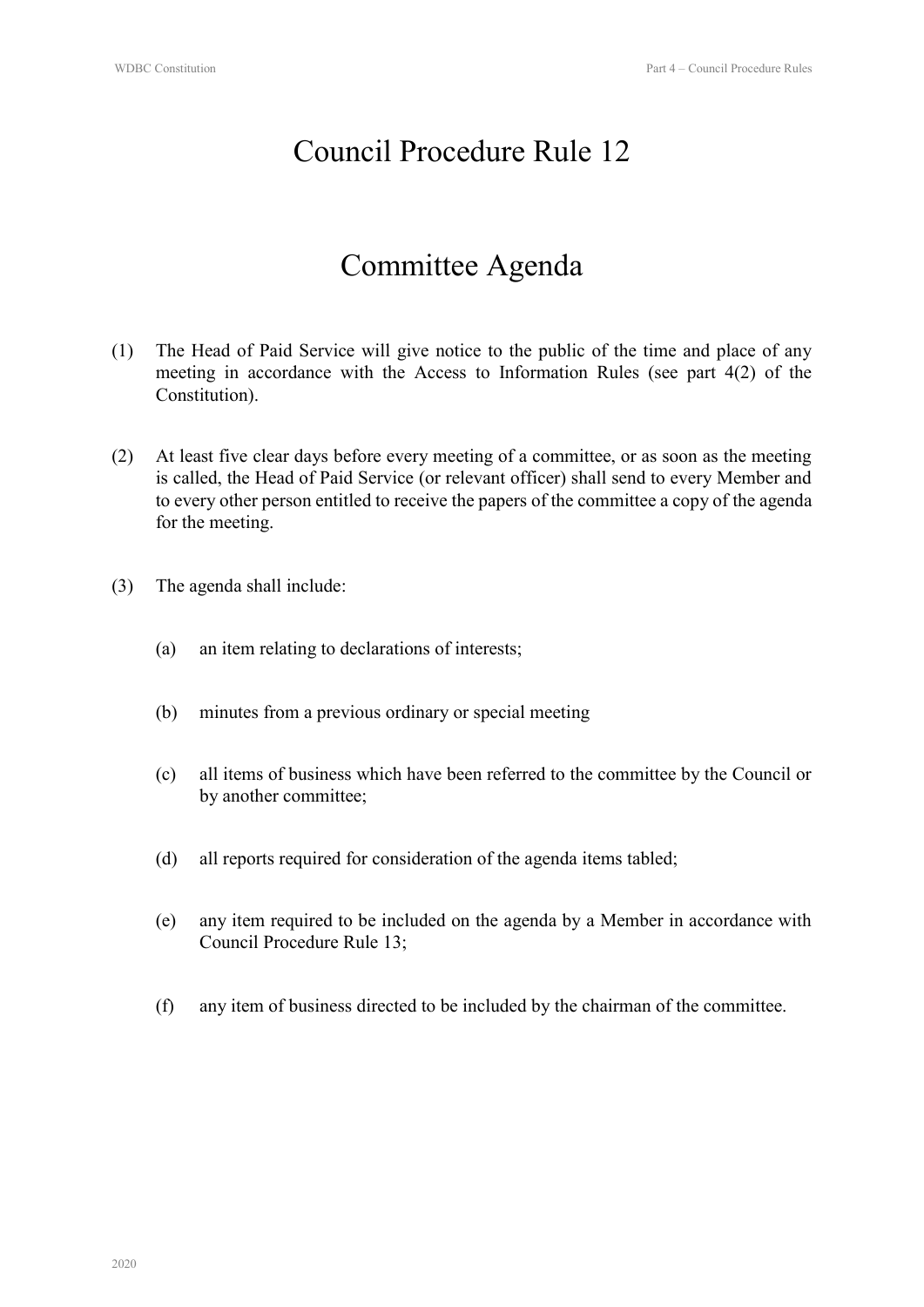# Council Procedure Rule 12

# Committee Agenda

(1) The Head of Paid Service will give notice to the public of the time and place of any meeting in accordance with the Access to Information Rules (see part 4(2) of the Constitution).

(2) At least five clear days before every meeting of a committee, or as soon as the meeting is called, the Head of Paid Service (or relevant officer) shall send to every Member and to every other person entitled to receive the papers of the committee a copy of the agenda for the meeting.

(3) The agenda shall include:

  (a) an item relating to declarations of interests;

  (b) minutes from a previous ordinary or special meeting

  (c) all items of business which have been referred to the committee by the Council or by another committee;

  (d) all reports required for consideration of the agenda items tabled;

  (e) any item required to be included on the agenda by a Member in accordance with Council Procedure Rule 13;

  (f) any item of business directed to be included by the chairman of the committee.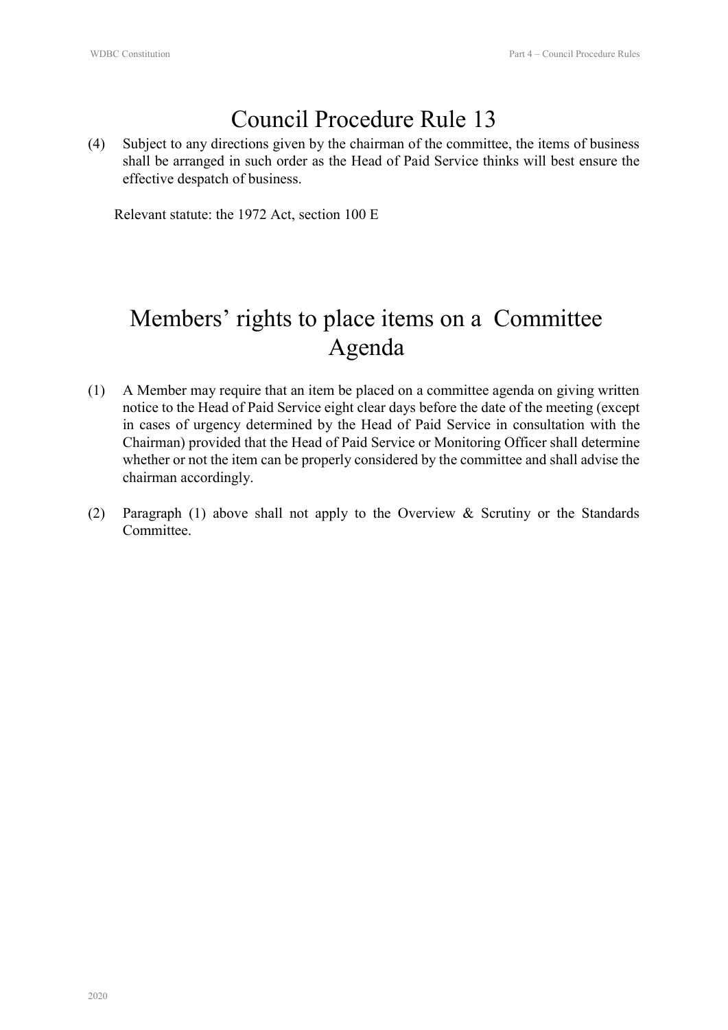# Council Procedure Rule 13

(4) Subject to any directions given by the chairman of the committee, the items of business shall be arranged in such order as the Head of Paid Service thinks will best ensure the effective despatch of business.

Relevant statute: the 1972 Act, section 100 E

# Members' rights to place items on a Committee Agenda

(1) A Member may require that an item be placed on a committee agenda on giving written notice to the Head of Paid Service eight clear days before the date of the meeting (except in cases of urgency determined by the Head of Paid Service in consultation with the Chairman) provided that the Head of Paid Service or Monitoring Officer shall determine whether or not the item can be properly considered by the committee and shall advise the chairman accordingly.

(2) Paragraph (1) above shall not apply to the Overview & Scrutiny or the Standards Committee.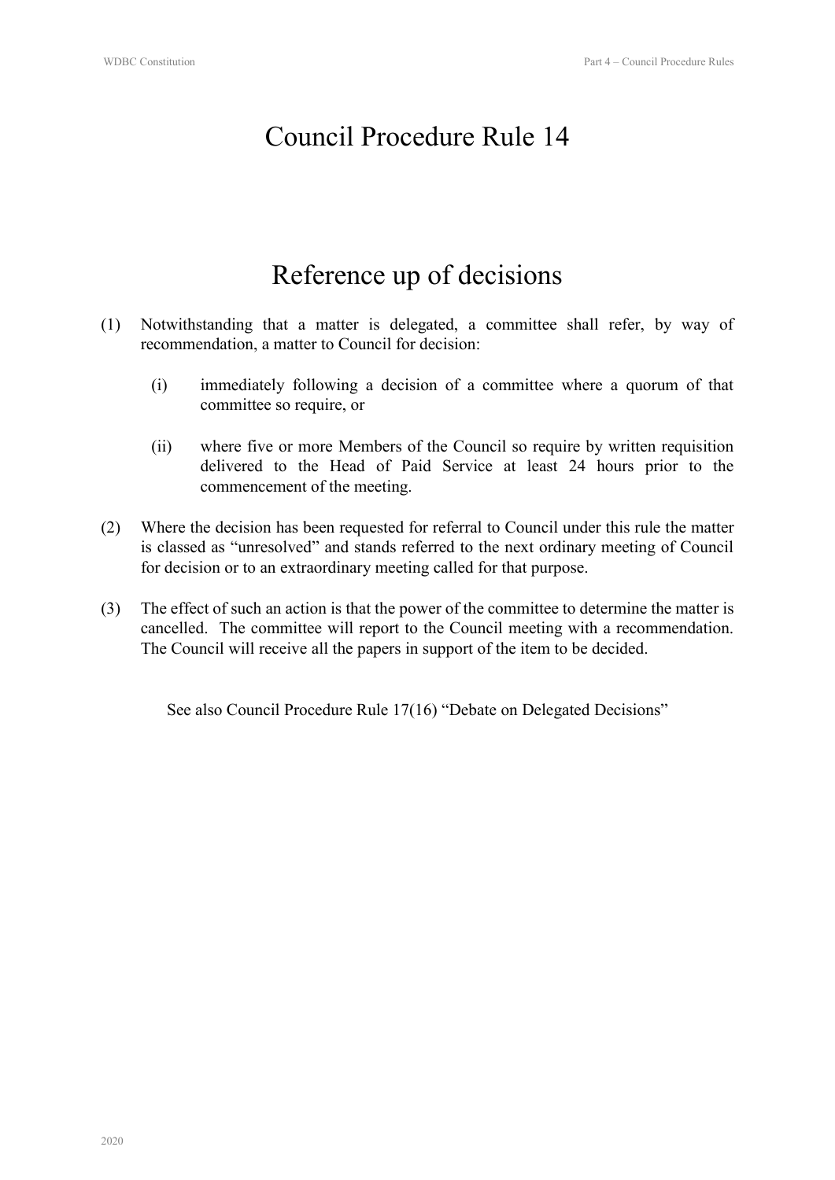# Council Procedure Rule 14

## Reference up of decisions

(1) Notwithstanding that a matter is delegated, a committee shall refer, by way of recommendation, a matter to Council for decision:

   (i) immediately following a decision of a committee where a quorum of that committee so require, or

   (ii) where five or more Members of the Council so require by written requisition delivered to the Head of Paid Service at least 24 hours prior to the commencement of the meeting.

(2) Where the decision has been requested for referral to Council under this rule the matter is classed as "unresolved" and stands referred to the next ordinary meeting of Council for decision or to an extraordinary meeting called for that purpose.

(3) The effect of such an action is that the power of the committee to determine the matter is cancelled. The committee will report to the Council meeting with a recommendation. The Council will receive all the papers in support of the item to be decided.

See also Council Procedure Rule 17(16) "Debate on Delegated Decisions"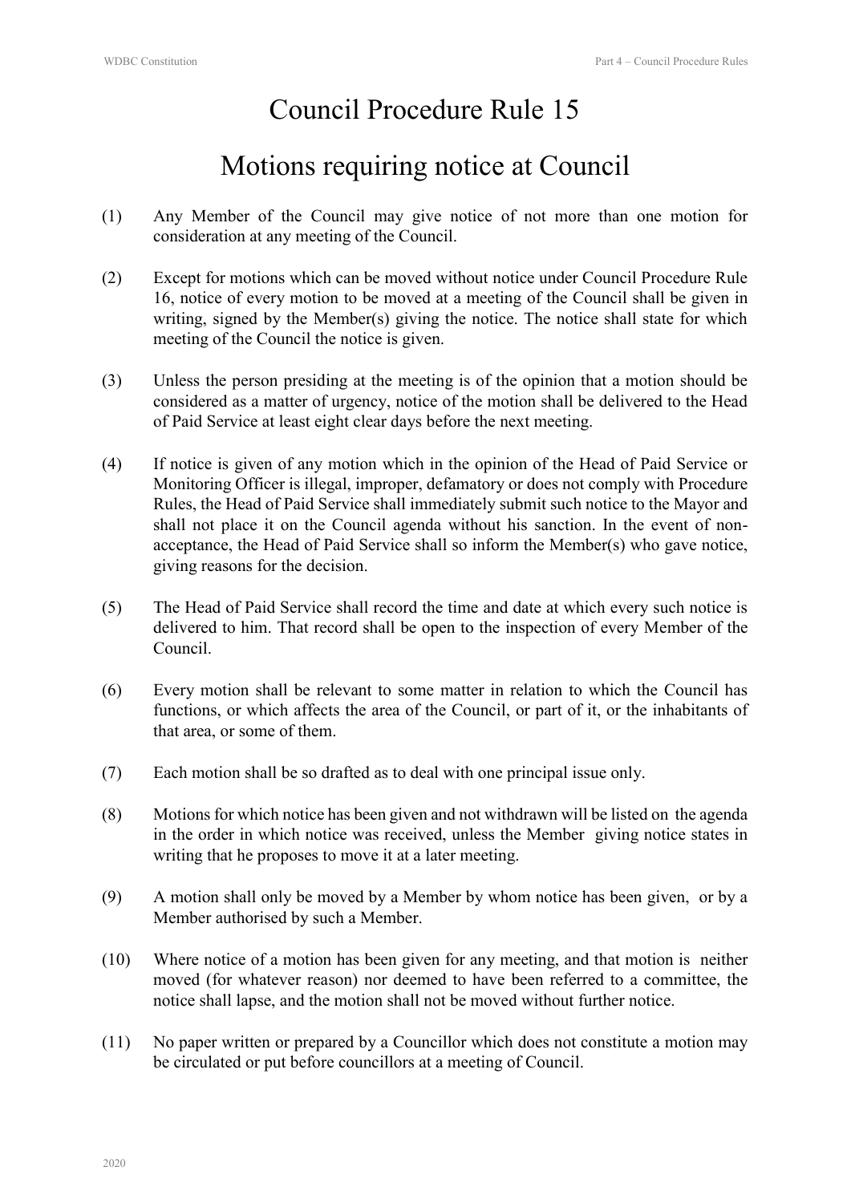# Council Procedure Rule 15

## Motions requiring notice at Council

(1) Any Member of the Council may give notice of not more than one motion for consideration at any meeting of the Council.

(2) Except for motions which can be moved without notice under Council Procedure Rule 16, notice of every motion to be moved at a meeting of the Council shall be given in writing, signed by the Member(s) giving the notice. The notice shall state for which meeting of the Council the notice is given.

(3) Unless the person presiding at the meeting is of the opinion that a motion should be considered as a matter of urgency, notice of the motion shall be delivered to the Head of Paid Service at least eight clear days before the next meeting.

(4) If notice is given of any motion which in the opinion of the Head of Paid Service or Monitoring Officer is illegal, improper, defamatory or does not comply with Procedure Rules, the Head of Paid Service shall immediately submit such notice to the Mayor and shall not place it on the Council agenda without his sanction. In the event of non-acceptance, the Head of Paid Service shall so inform the Member(s) who gave notice, giving reasons for the decision.

(5) The Head of Paid Service shall record the time and date at which every such notice is delivered to him. That record shall be open to the inspection of every Member of the Council.

(6) Every motion shall be relevant to some matter in relation to which the Council has functions, or which affects the area of the Council, or part of it, or the inhabitants of that area, or some of them.

(7) Each motion shall be so drafted as to deal with one principal issue only.

(8) Motions for which notice has been given and not withdrawn will be listed on the agenda in the order in which notice was received, unless the Member giving notice states in writing that he proposes to move it at a later meeting.

(9) A motion shall only be moved by a Member by whom notice has been given, or by a Member authorised by such a Member.

(10) Where notice of a motion has been given for any meeting, and that motion is neither moved (for whatever reason) nor deemed to have been referred to a committee, the notice shall lapse, and the motion shall not be moved without further notice.

(11) No paper written or prepared by a Councillor which does not constitute a motion may be circulated or put before councillors at a meeting of Council.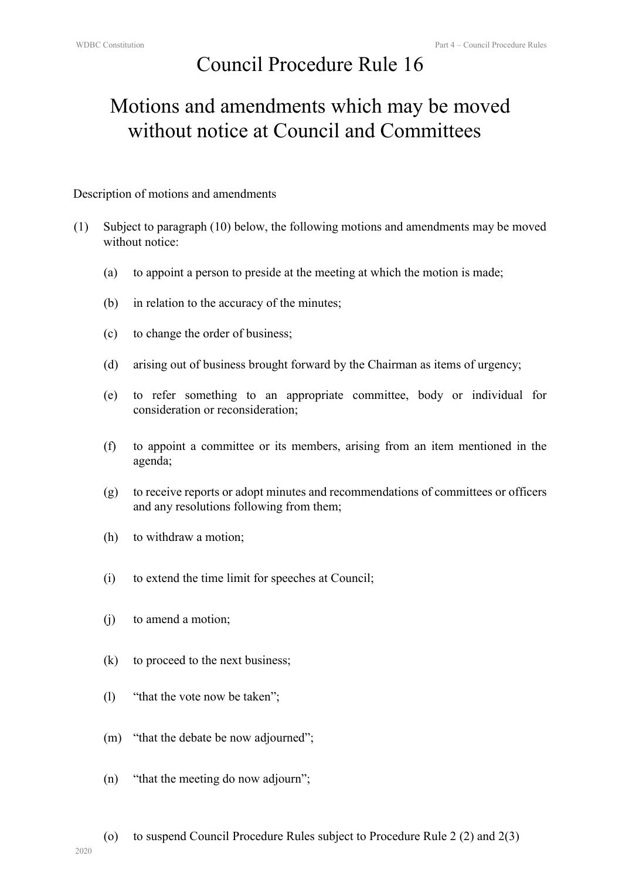# Council Procedure Rule 16

# Motions and amendments which may be moved without notice at Council and Committees

Description of motions and amendments

(1) Subject to paragraph (10) below, the following motions and amendments may be moved without notice:

(a) to appoint a person to preside at the meeting at which the motion is made;

(b) in relation to the accuracy of the minutes;

(c) to change the order of business;

(d) arising out of business brought forward by the Chairman as items of urgency;

(e) to refer something to an appropriate committee, body or individual for consideration or reconsideration;

(f) to appoint a committee or its members, arising from an item mentioned in the agenda;

(g) to receive reports or adopt minutes and recommendations of committees or officers and any resolutions following from them;

(h) to withdraw a motion;

(i) to extend the time limit for speeches at Council;

(j) to amend a motion;

(k) to proceed to the next business;

(l) "that the vote now be taken";

(m) "that the debate be now adjourned";

(n) "that the meeting do now adjourn";

(o) to suspend Council Procedure Rules subject to Procedure Rule 2 (2) and 2(3)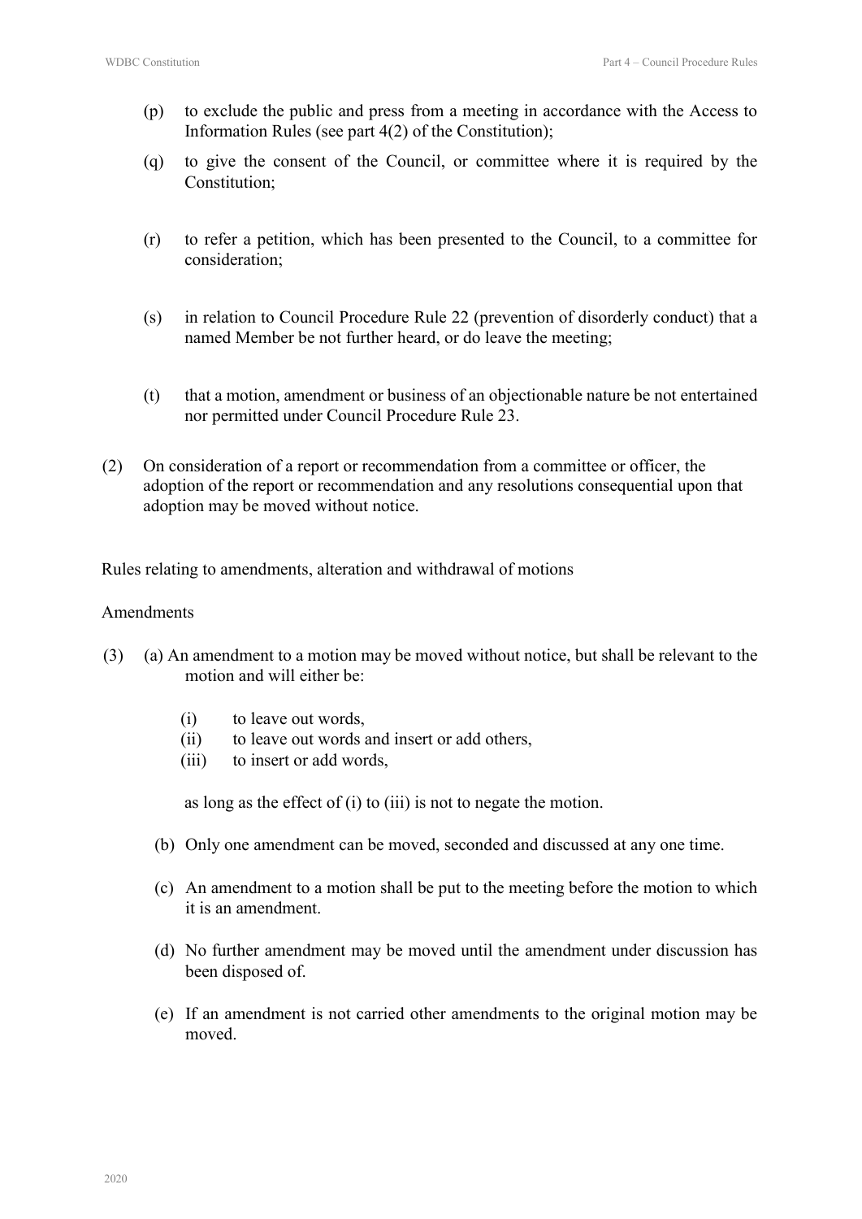(p) to exclude the public and press from a meeting in accordance with the Access to Information Rules (see part 4(2) of the Constitution);

(q) to give the consent of the Council, or committee where it is required by the Constitution;

(r) to refer a petition, which has been presented to the Council, to a committee for consideration;

(s) in relation to Council Procedure Rule 22 (prevention of disorderly conduct) that a named Member be not further heard, or do leave the meeting;

(t) that a motion, amendment or business of an objectionable nature be not entertained nor permitted under Council Procedure Rule 23.

(2) On consideration of a report or recommendation from a committee or officer, the adoption of the report or recommendation and any resolutions consequential upon that adoption may be moved without notice.

Rules relating to amendments, alteration and withdrawal of motions

Amendments

(3) (a) An amendment to a motion may be moved without notice, but shall be relevant to the motion and will either be:

- (i) to leave out words,
- (ii) to leave out words and insert or add others,
- (iii) to insert or add words,

as long as the effect of (i) to (iii) is not to negate the motion.

(b) Only one amendment can be moved, seconded and discussed at any one time.

(c) An amendment to a motion shall be put to the meeting before the motion to which it is an amendment.

(d) No further amendment may be moved until the amendment under discussion has been disposed of.

(e) If an amendment is not carried other amendments to the original motion may be moved.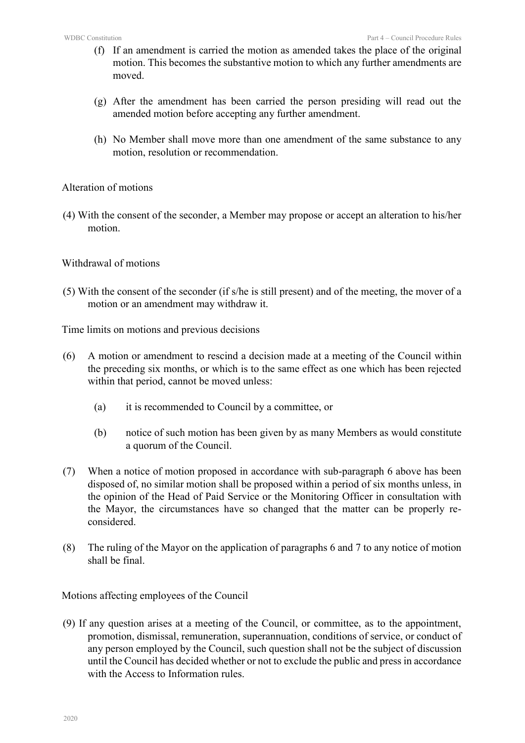(f) If an amendment is carried the motion as amended takes the place of the original motion. This becomes the substantive motion to which any further amendments are moved.

(g) After the amendment has been carried the person presiding will read out the amended motion before accepting any further amendment.

(h) No Member shall move more than one amendment of the same substance to any motion, resolution or recommendation.

Alteration of motions

(4) With the consent of the seconder, a Member may propose or accept an alteration to his/her motion.

Withdrawal of motions

(5) With the consent of the seconder (if s/he is still present) and of the meeting, the mover of a motion or an amendment may withdraw it.

Time limits on motions and previous decisions

(6) A motion or amendment to rescind a decision made at a meeting of the Council within the preceding six months, or which is to the same effect as one which has been rejected within that period, cannot be moved unless:

  (a) it is recommended to Council by a committee, or

  (b) notice of such motion has been given by as many Members as would constitute a quorum of the Council.

(7) When a notice of motion proposed in accordance with sub-paragraph 6 above has been disposed of, no similar motion shall be proposed within a period of six months unless, in the opinion of the Head of Paid Service or the Monitoring Officer in consultation with the Mayor, the circumstances have so changed that the matter can be properly re-considered.

(8) The ruling of the Mayor on the application of paragraphs 6 and 7 to any notice of motion shall be final.

Motions affecting employees of the Council

(9) If any question arises at a meeting of the Council, or committee, as to the appointment, promotion, dismissal, remuneration, superannuation, conditions of service, or conduct of any person employed by the Council, such question shall not be the subject of discussion until the Council has decided whether or not to exclude the public and press in accordance with the Access to Information rules.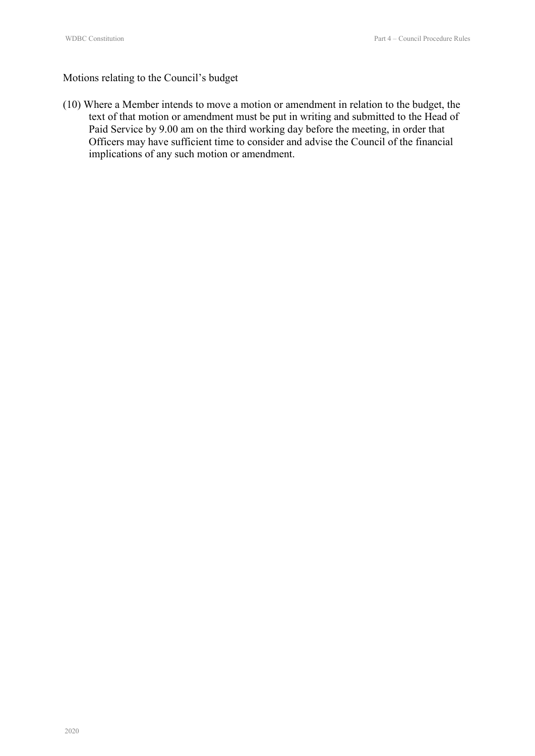Motions relating to the Council's budget

(10) Where a Member intends to move a motion or amendment in relation to the budget, the text of that motion or amendment must be put in writing and submitted to the Head of Paid Service by 9.00 am on the third working day before the meeting, in order that Officers may have sufficient time to consider and advise the Council of the financial implications of any such motion or amendment.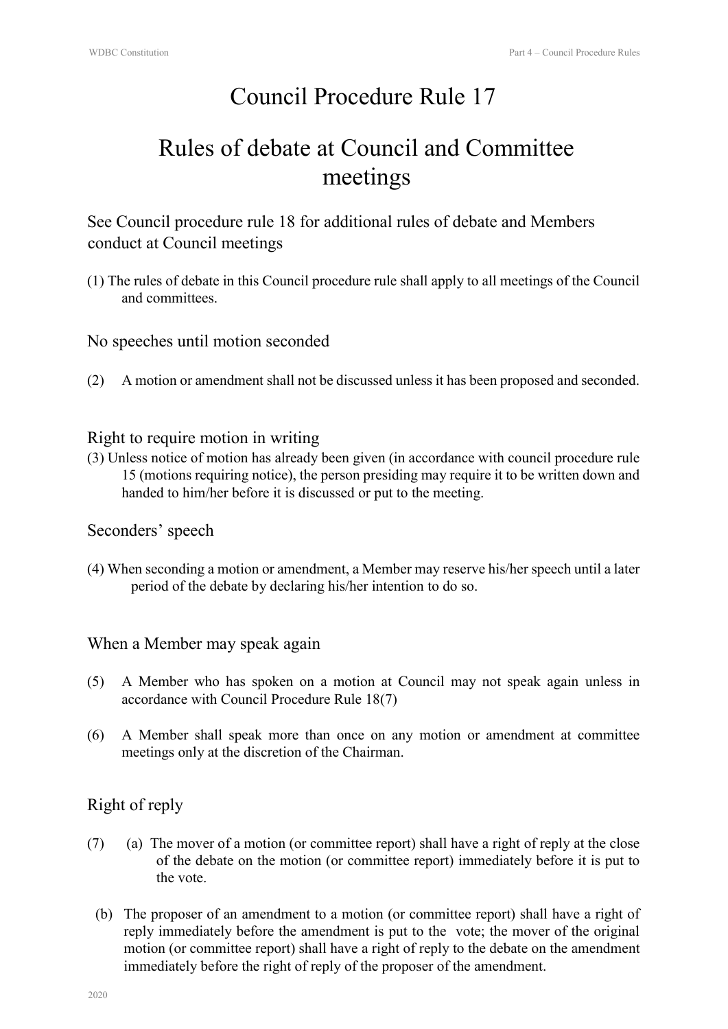# Council Procedure Rule 17

# Rules of debate at Council and Committee meetings

## See Council procedure rule 18 for additional rules of debate and Members conduct at Council meetings

(1) The rules of debate in this Council procedure rule shall apply to all meetings of the Council and committees.

## No speeches until motion seconded

(2) A motion or amendment shall not be discussed unless it has been proposed and seconded.

## Right to require motion in writing

(3) Unless notice of motion has already been given (in accordance with council procedure rule 15 (motions requiring notice), the person presiding may require it to be written down and handed to him/her before it is discussed or put to the meeting.

## Seconders' speech

(4) When seconding a motion or amendment, a Member may reserve his/her speech until a later period of the debate by declaring his/her intention to do so.

## When a Member may speak again

(5) A Member who has spoken on a motion at Council may not speak again unless in accordance with Council Procedure Rule 18(7)

(6) A Member shall speak more than once on any motion or amendment at committee meetings only at the discretion of the Chairman.

## Right of reply

(7) (a) The mover of a motion (or committee report) shall have a right of reply at the close of the debate on the motion (or committee report) immediately before it is put to the vote.

(b) The proposer of an amendment to a motion (or committee report) shall have a right of reply immediately before the amendment is put to the vote; the mover of the original motion (or committee report) shall have a right of reply to the debate on the amendment immediately before the right of reply of the proposer of the amendment.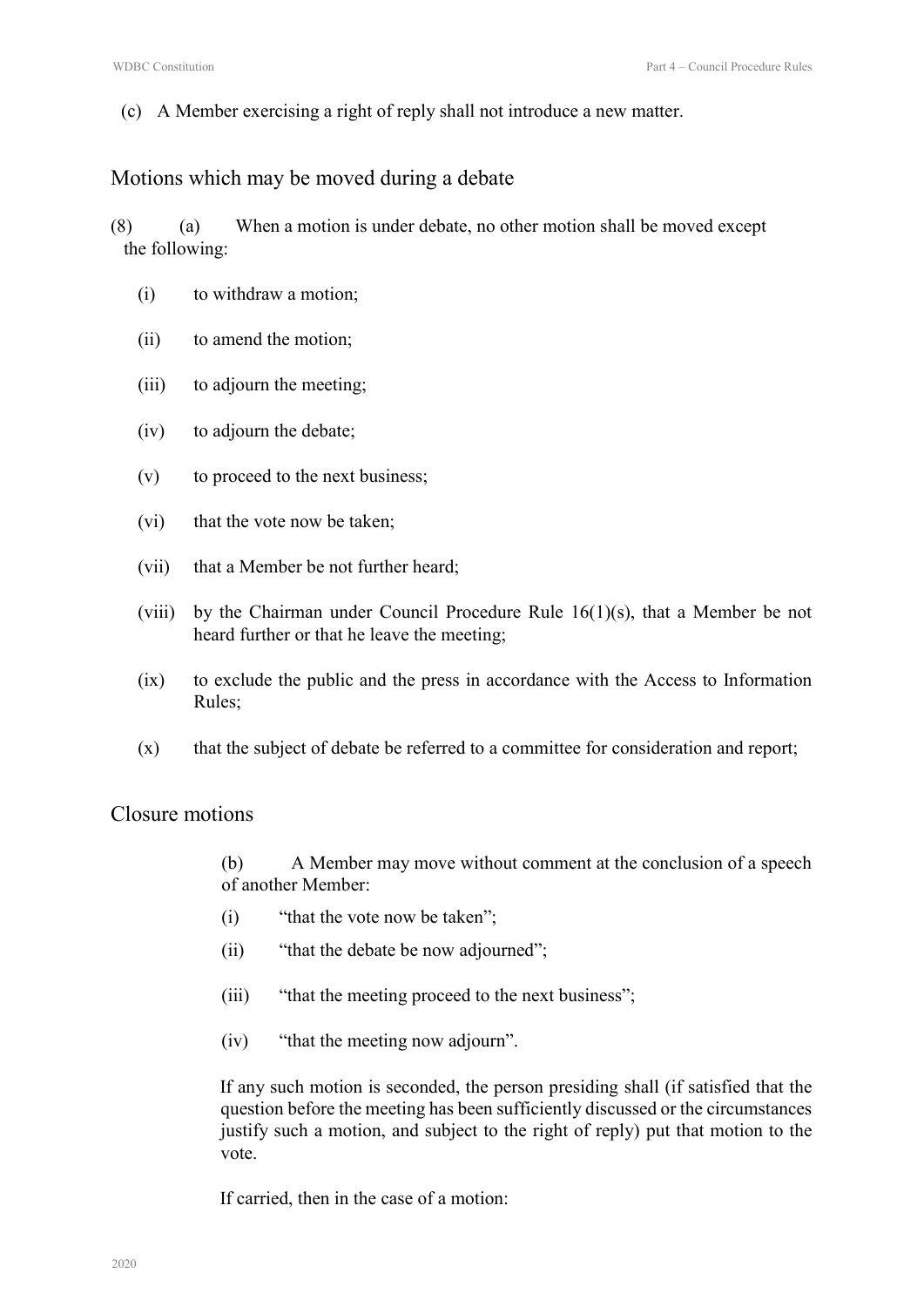(c) A Member exercising a right of reply shall not introduce a new matter.

## Motions which may be moved during a debate

(8) (a) When a motion is under debate, no other motion shall be moved except the following:

(i) to withdraw a motion;

(ii) to amend the motion;

(iii) to adjourn the meeting;

(iv) to adjourn the debate;

(v) to proceed to the next business;

(vi) that the vote now be taken;

(vii) that a Member be not further heard;

(viii) by the Chairman under Council Procedure Rule 16(1)(s), that a Member be not heard further or that he leave the meeting;

(ix) to exclude the public and the press in accordance with the Access to Information Rules;

(x) that the subject of debate be referred to a committee for consideration and report;

## Closure motions

(b) A Member may move without comment at the conclusion of a speech of another Member:

(i) "that the vote now be taken";

(ii) "that the debate be now adjourned";

(iii) "that the meeting proceed to the next business";

(iv) "that the meeting now adjourn".

If any such motion is seconded, the person presiding shall (if satisfied that the question before the meeting has been sufficiently discussed or the circumstances justify such a motion, and subject to the right of reply) put that motion to the vote.

If carried, then in the case of a motion: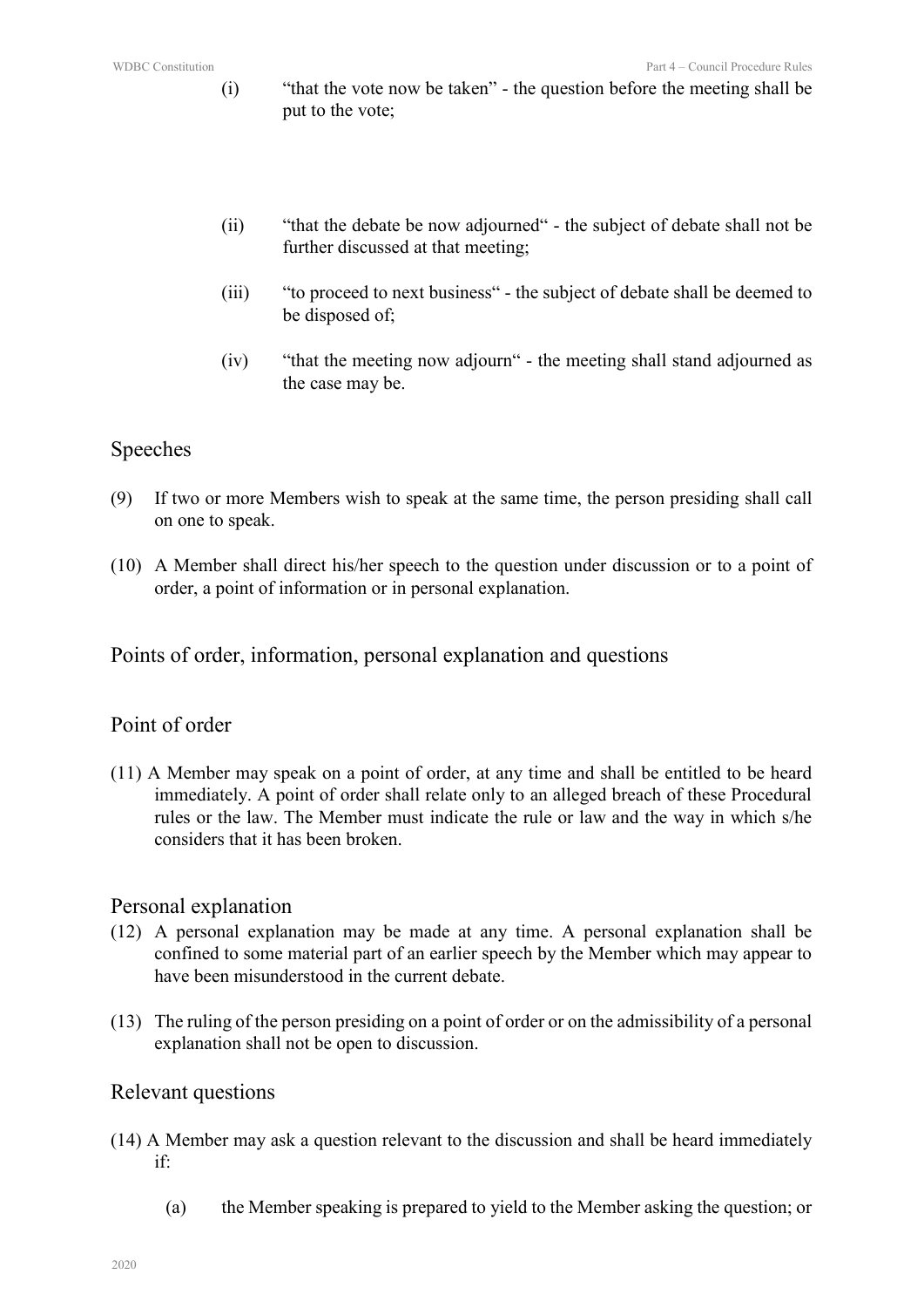(i) "that the vote now be taken" - the question before the meeting shall be put to the vote;

(ii) "that the debate be now adjourned" - the subject of debate shall not be further discussed at that meeting;

(iii) "to proceed to next business" - the subject of debate shall be deemed to be disposed of;

(iv) "that the meeting now adjourn" - the meeting shall stand adjourned as the case may be.

## Speeches

(9) If two or more Members wish to speak at the same time, the person presiding shall call on one to speak.

(10) A Member shall direct his/her speech to the question under discussion or to a point of order, a point of information or in personal explanation.

## Points of order, information, personal explanation and questions

## Point of order

(11) A Member may speak on a point of order, at any time and shall be entitled to be heard immediately. A point of order shall relate only to an alleged breach of these Procedural rules or the law. The Member must indicate the rule or law and the way in which s/he considers that it has been broken.

## Personal explanation

(12) A personal explanation may be made at any time. A personal explanation shall be confined to some material part of an earlier speech by the Member which may appear to have been misunderstood in the current debate.

(13) The ruling of the person presiding on a point of order or on the admissibility of a personal explanation shall not be open to discussion.

## Relevant questions

(14) A Member may ask a question relevant to the discussion and shall be heard immediately if:

(a) the Member speaking is prepared to yield to the Member asking the question; or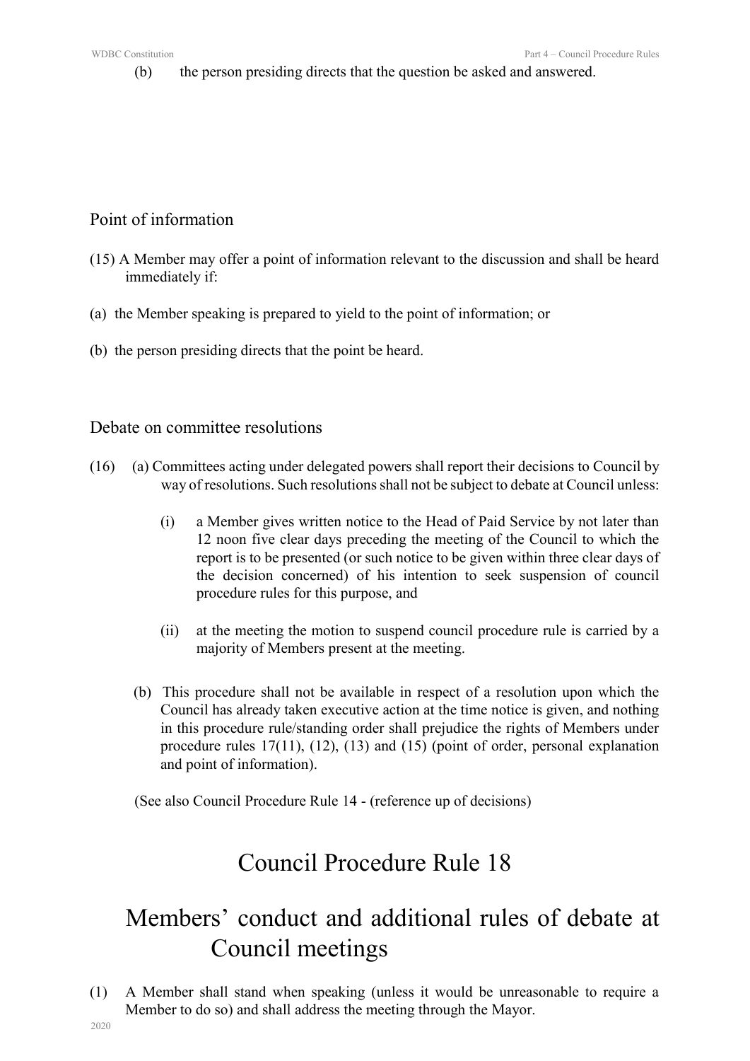(b) the person presiding directs that the question be asked and answered.

## Point of information

(15) A Member may offer a point of information relevant to the discussion and shall be heard immediately if:

(a) the Member speaking is prepared to yield to the point of information; or

(b) the person presiding directs that the point be heard.

## Debate on committee resolutions

(16) (a) Committees acting under delegated powers shall report their decisions to Council by way of resolutions. Such resolutions shall not be subject to debate at Council unless:

(i) a Member gives written notice to the Head of Paid Service by not later than 12 noon five clear days preceding the meeting of the Council to which the report is to be presented (or such notice to be given within three clear days of the decision concerned) of his intention to seek suspension of council procedure rules for this purpose, and

(ii) at the meeting the motion to suspend council procedure rule is carried by a majority of Members present at the meeting.

(b) This procedure shall not be available in respect of a resolution upon which the Council has already taken executive action at the time notice is given, and nothing in this procedure rule/standing order shall prejudice the rights of Members under procedure rules 17(11), (12), (13) and (15) (point of order, personal explanation and point of information).

(See also Council Procedure Rule 14 - (reference up of decisions)

# Council Procedure Rule 18

# Members' conduct and additional rules of debate at Council meetings

(1) A Member shall stand when speaking (unless it would be unreasonable to require a Member to do so) and shall address the meeting through the Mayor.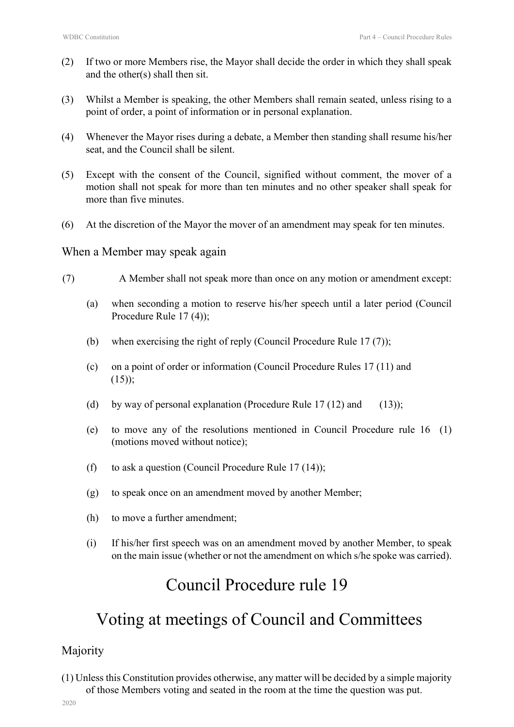(2) If two or more Members rise, the Mayor shall decide the order in which they shall speak and the other(s) shall then sit.

(3) Whilst a Member is speaking, the other Members shall remain seated, unless rising to a point of order, a point of information or in personal explanation.

(4) Whenever the Mayor rises during a debate, a Member then standing shall resume his/her seat, and the Council shall be silent.

(5) Except with the consent of the Council, signified without comment, the mover of a motion shall not speak for more than ten minutes and no other speaker shall speak for more than five minutes.

(6) At the discretion of the Mayor the mover of an amendment may speak for ten minutes.

### When a Member may speak again

(7) A Member shall not speak more than once on any motion or amendment except:

- (a) when seconding a motion to reserve his/her speech until a later period (Council Procedure Rule 17 (4));
- (b) when exercising the right of reply (Council Procedure Rule 17 (7));
- (c) on a point of order or information (Council Procedure Rules 17 (11) and (15));
- (d) by way of personal explanation (Procedure Rule 17 (12) and (13));
- (e) to move any of the resolutions mentioned in Council Procedure rule 16 (1) (motions moved without notice);
- (f) to ask a question (Council Procedure Rule 17 (14));
- (g) to speak once on an amendment moved by another Member;
- (h) to move a further amendment;
- (i) If his/her first speech was on an amendment moved by another Member, to speak on the main issue (whether or not the amendment on which s/he spoke was carried).

# Council Procedure rule 19

# Voting at meetings of Council and Committees

### Majority

(1) Unless this Constitution provides otherwise, any matter will be decided by a simple majority of those Members voting and seated in the room at the time the question was put.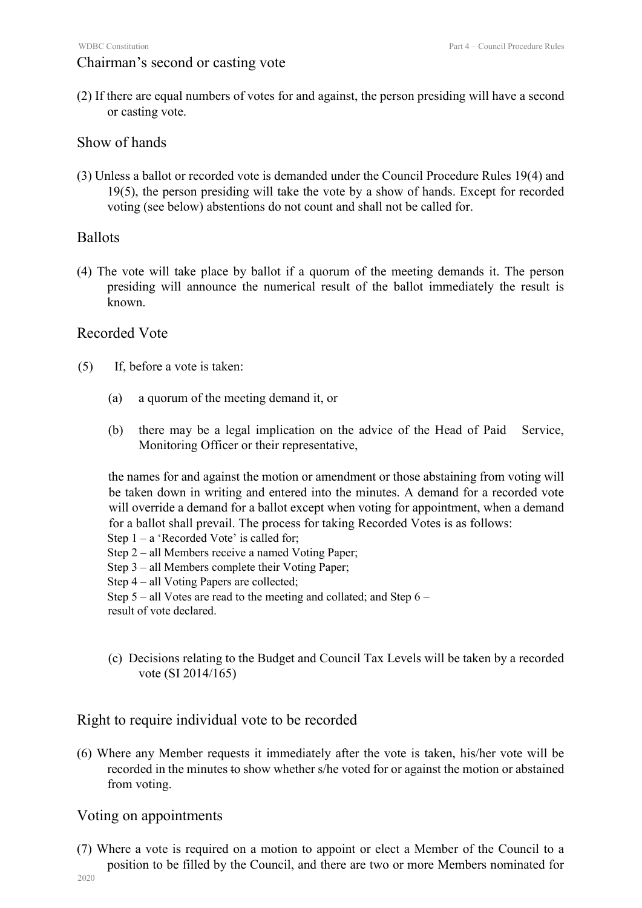## Chairman's second or casting vote

(2) If there are equal numbers of votes for and against, the person presiding will have a second or casting vote.

## Show of hands

(3) Unless a ballot or recorded vote is demanded under the Council Procedure Rules 19(4) and 19(5), the person presiding will take the vote by a show of hands. Except for recorded voting (see below) abstentions do not count and shall not be called for.

## Ballots

(4) The vote will take place by ballot if a quorum of the meeting demands it. The person presiding will announce the numerical result of the ballot immediately the result is known.

## Recorded Vote

(5) If, before a vote is taken:

(a) a quorum of the meeting demand it, or

(b) there may be a legal implication on the advice of the Head of Paid Service, Monitoring Officer or their representative,

the names for and against the motion or amendment or those abstaining from voting will be taken down in writing and entered into the minutes. A demand for a recorded vote will override a demand for a ballot except when voting for appointment, when a demand for a ballot shall prevail. The process for taking Recorded Votes is as follows:

Step 1 – a 'Recorded Vote' is called for;
Step 2 – all Members receive a named Voting Paper;
Step 3 – all Members complete their Voting Paper;
Step 4 – all Voting Papers are collected;
Step 5 – all Votes are read to the meeting and collated; and Step 6 – result of vote declared.

(c) Decisions relating to the Budget and Council Tax Levels will be taken by a recorded vote (SI 2014/165)

## Right to require individual vote to be recorded

(6) Where any Member requests it immediately after the vote is taken, his/her vote will be recorded in the minutes ~~to~~ show whether s/he voted for or against the motion or abstained from voting.

## Voting on appointments

(7) Where a vote is required on a motion to appoint or elect a Member of the Council to a position to be filled by the Council, and there are two or more Members nominated for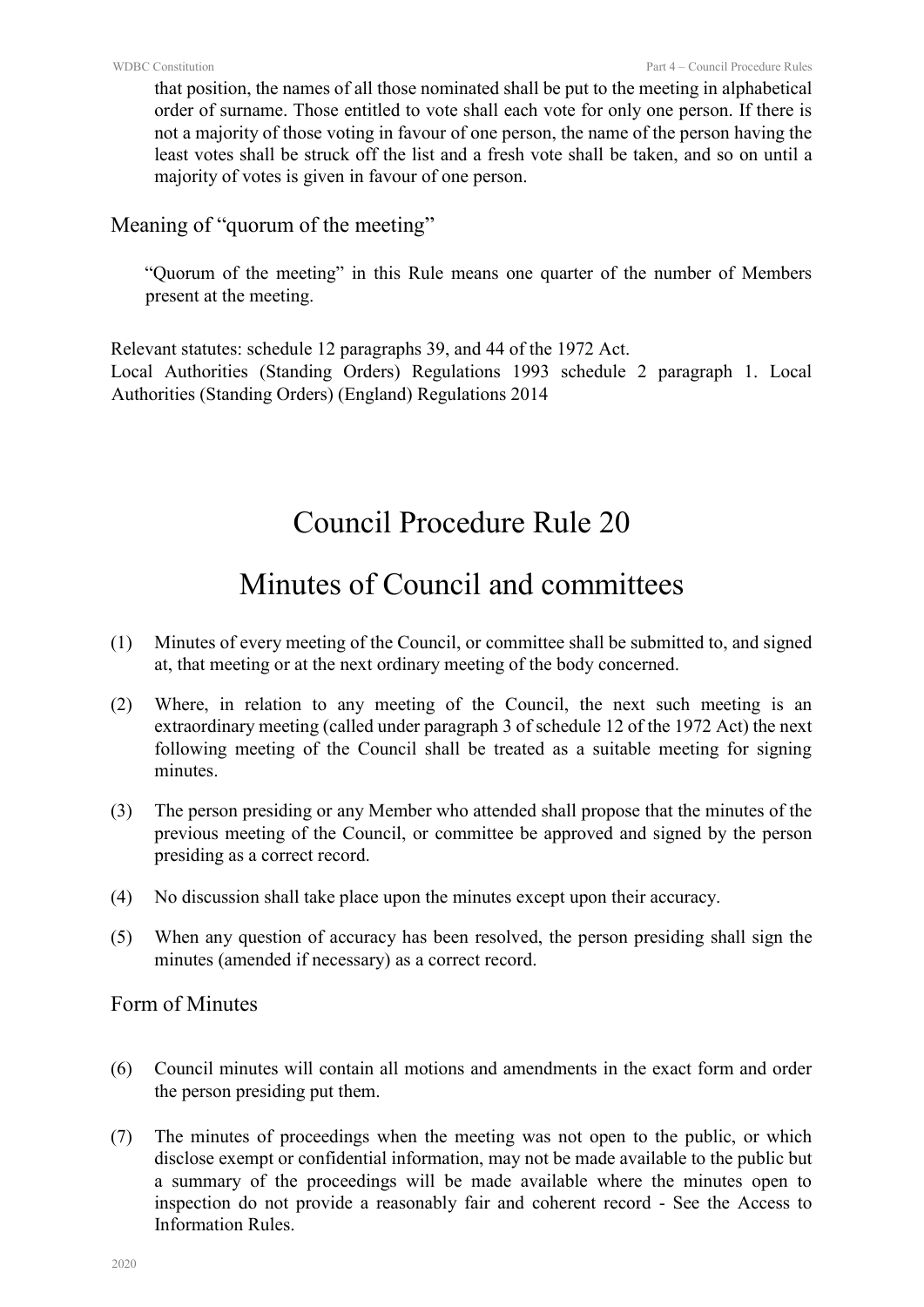that position, the names of all those nominated shall be put to the meeting in alphabetical order of surname. Those entitled to vote shall each vote for only one person. If there is not a majority of those voting in favour of one person, the name of the person having the least votes shall be struck off the list and a fresh vote shall be taken, and so on until a majority of votes is given in favour of one person.

### Meaning of "quorum of the meeting"

"Quorum of the meeting" in this Rule means one quarter of the number of Members present at the meeting.

Relevant statutes: schedule 12 paragraphs 39, and 44 of the 1972 Act.
Local Authorities (Standing Orders) Regulations 1993 schedule 2 paragraph 1. Local Authorities (Standing Orders) (England) Regulations 2014

# Council Procedure Rule 20

# Minutes of Council and committees

(1) Minutes of every meeting of the Council, or committee shall be submitted to, and signed at, that meeting or at the next ordinary meeting of the body concerned.

(2) Where, in relation to any meeting of the Council, the next such meeting is an extraordinary meeting (called under paragraph 3 of schedule 12 of the 1972 Act) the next following meeting of the Council shall be treated as a suitable meeting for signing minutes.

(3) The person presiding or any Member who attended shall propose that the minutes of the previous meeting of the Council, or committee be approved and signed by the person presiding as a correct record.

(4) No discussion shall take place upon the minutes except upon their accuracy.

(5) When any question of accuracy has been resolved, the person presiding shall sign the minutes (amended if necessary) as a correct record.

### Form of Minutes

(6) Council minutes will contain all motions and amendments in the exact form and order the person presiding put them.

(7) The minutes of proceedings when the meeting was not open to the public, or which disclose exempt or confidential information, may not be made available to the public but a summary of the proceedings will be made available where the minutes open to inspection do not provide a reasonably fair and coherent record - See the Access to Information Rules.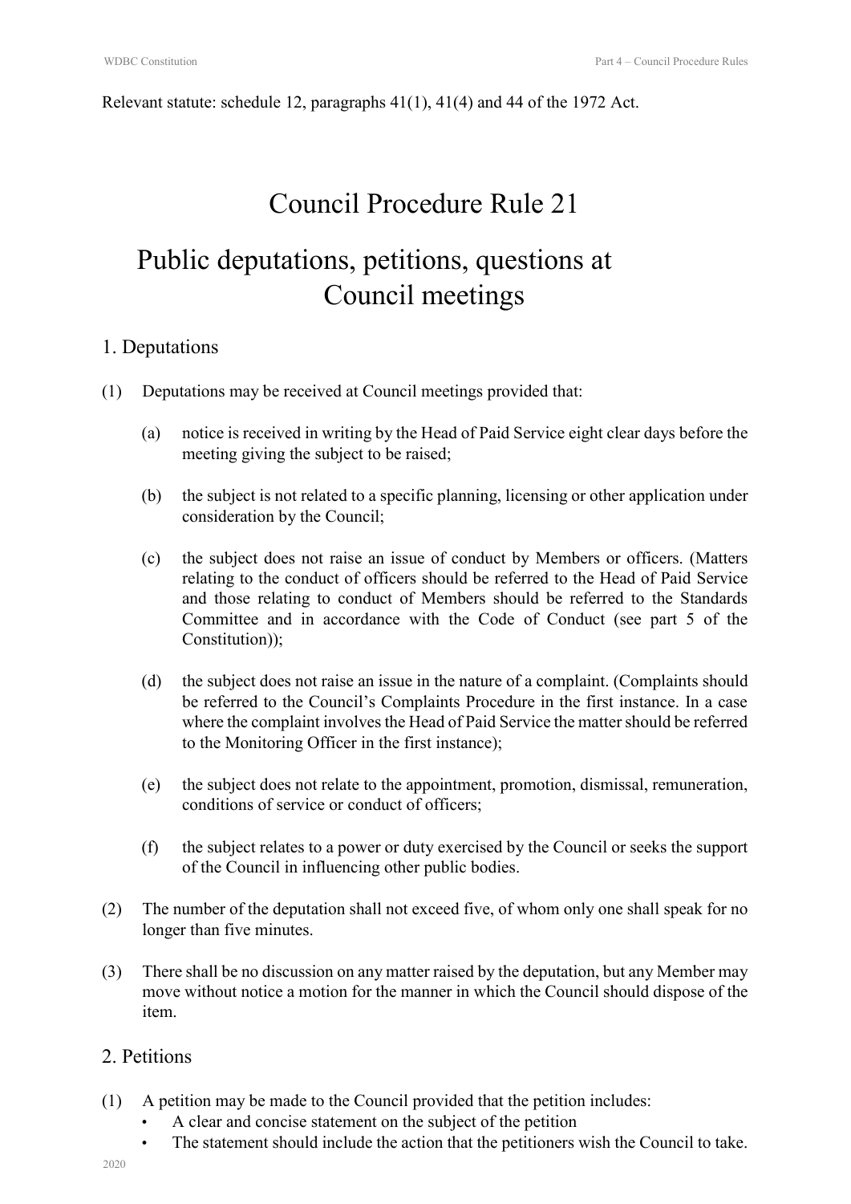Relevant statute: schedule 12, paragraphs 41(1), 41(4) and 44 of the 1972 Act.

# Council Procedure Rule 21

# Public deputations, petitions, questions at Council meetings

## 1. Deputations

(1) Deputations may be received at Council meetings provided that:

(a) notice is received in writing by the Head of Paid Service eight clear days before the meeting giving the subject to be raised;

(b) the subject is not related to a specific planning, licensing or other application under consideration by the Council;

(c) the subject does not raise an issue of conduct by Members or officers. (Matters relating to the conduct of officers should be referred to the Head of Paid Service and those relating to conduct of Members should be referred to the Standards Committee and in accordance with the Code of Conduct (see part 5 of the Constitution));

(d) the subject does not raise an issue in the nature of a complaint. (Complaints should be referred to the Council's Complaints Procedure in the first instance. In a case where the complaint involves the Head of Paid Service the matter should be referred to the Monitoring Officer in the first instance);

(e) the subject does not relate to the appointment, promotion, dismissal, remuneration, conditions of service or conduct of officers;

(f) the subject relates to a power or duty exercised by the Council or seeks the support of the Council in influencing other public bodies.

(2) The number of the deputation shall not exceed five, of whom only one shall speak for no longer than five minutes.

(3) There shall be no discussion on any matter raised by the deputation, but any Member may move without notice a motion for the manner in which the Council should dispose of the item.

## 2. Petitions

(1) A petition may be made to the Council provided that the petition includes:

- A clear and concise statement on the subject of the petition
- The statement should include the action that the petitioners wish the Council to take.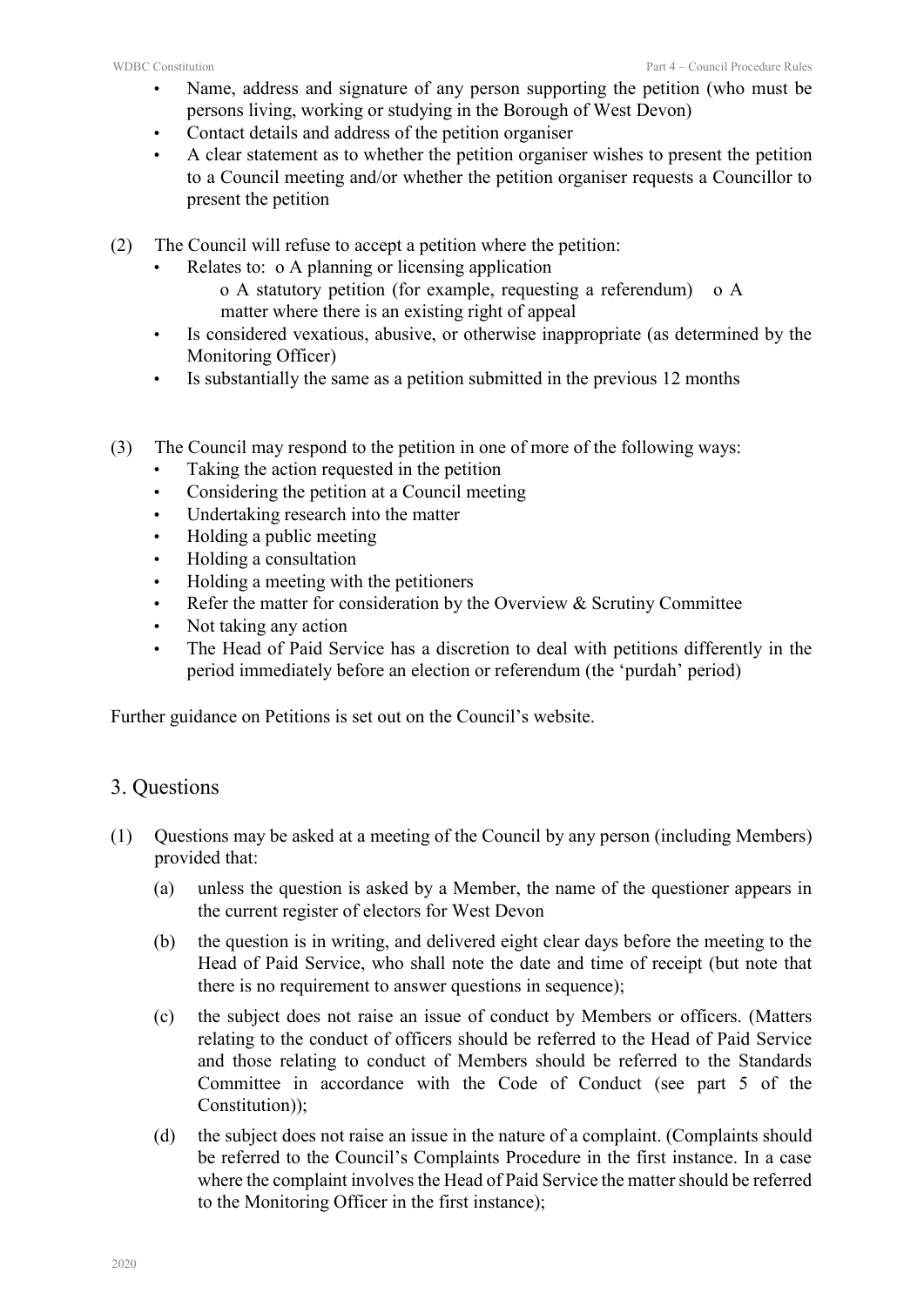- Name, address and signature of any person supporting the petition (who must be persons living, working or studying in the Borough of West Devon)
- Contact details and address of the petition organiser
- A clear statement as to whether the petition organiser wishes to present the petition to a Council meeting and/or whether the petition organiser requests a Councillor to present the petition

(2) The Council will refuse to accept a petition where the petition:

- Relates to:
  - A planning or licensing application
  - A statutory petition (for example, requesting a referendum)
  - A matter where there is an existing right of appeal
- Is considered vexatious, abusive, or otherwise inappropriate (as determined by the Monitoring Officer)
- Is substantially the same as a petition submitted in the previous 12 months

(3) The Council may respond to the petition in one of more of the following ways:

- Taking the action requested in the petition
- Considering the petition at a Council meeting
- Undertaking research into the matter
- Holding a public meeting
- Holding a consultation
- Holding a meeting with the petitioners
- Refer the matter for consideration by the Overview & Scrutiny Committee
- Not taking any action
- The Head of Paid Service has a discretion to deal with petitions differently in the period immediately before an election or referendum (the 'purdah' period)

Further guidance on Petitions is set out on the Council's website.

## 3. Questions

(1) Questions may be asked at a meeting of the Council by any person (including Members) provided that:

(a) unless the question is asked by a Member, the name of the questioner appears in the current register of electors for West Devon

(b) the question is in writing, and delivered eight clear days before the meeting to the Head of Paid Service, who shall note the date and time of receipt (but note that there is no requirement to answer questions in sequence);

(c) the subject does not raise an issue of conduct by Members or officers. (Matters relating to the conduct of officers should be referred to the Head of Paid Service and those relating to conduct of Members should be referred to the Standards Committee in accordance with the Code of Conduct (see part 5 of the Constitution));

(d) the subject does not raise an issue in the nature of a complaint. (Complaints should be referred to the Council's Complaints Procedure in the first instance. In a case where the complaint involves the Head of Paid Service the matter should be referred to the Monitoring Officer in the first instance);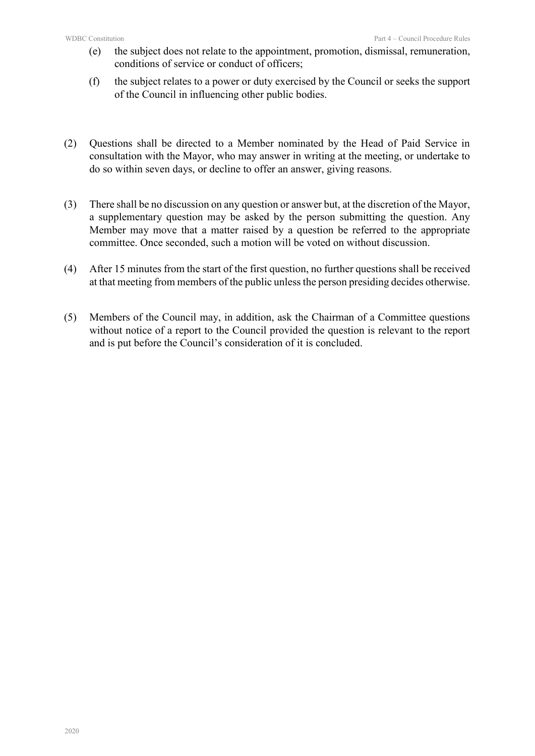(e) the subject does not relate to the appointment, promotion, dismissal, remuneration, conditions of service or conduct of officers;

(f) the subject relates to a power or duty exercised by the Council or seeks the support of the Council in influencing other public bodies.

(2) Questions shall be directed to a Member nominated by the Head of Paid Service in consultation with the Mayor, who may answer in writing at the meeting, or undertake to do so within seven days, or decline to offer an answer, giving reasons.

(3) There shall be no discussion on any question or answer but, at the discretion of the Mayor, a supplementary question may be asked by the person submitting the question. Any Member may move that a matter raised by a question be referred to the appropriate committee. Once seconded, such a motion will be voted on without discussion.

(4) After 15 minutes from the start of the first question, no further questions shall be received at that meeting from members of the public unless the person presiding decides otherwise.

(5) Members of the Council may, in addition, ask the Chairman of a Committee questions without notice of a report to the Council provided the question is relevant to the report and is put before the Council's consideration of it is concluded.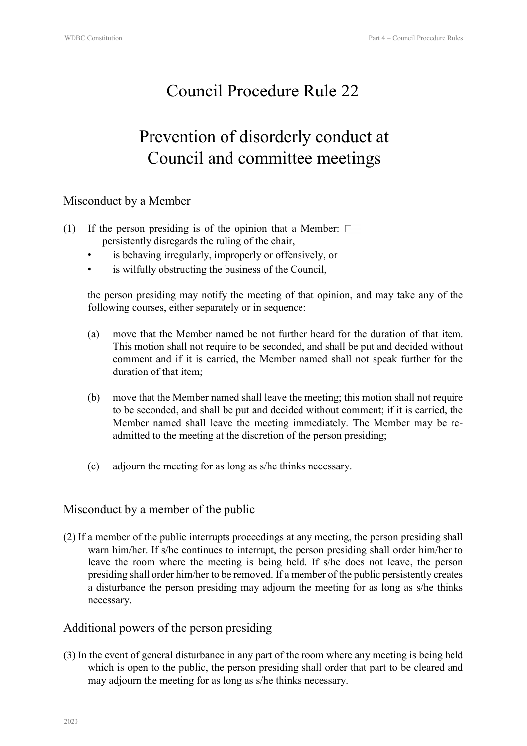# Council Procedure Rule 22

# Prevention of disorderly conduct at Council and committee meetings

## Misconduct by a Member

(1) If the person presiding is of the opinion that a Member:

- persistently disregards the ruling of the chair,
- is behaving irregularly, improperly or offensively, or
- is wilfully obstructing the business of the Council,

the person presiding may notify the meeting of that opinion, and may take any of the following courses, either separately or in sequence:

(a) move that the Member named be not further heard for the duration of that item. This motion shall not require to be seconded, and shall be put and decided without comment and if it is carried, the Member named shall not speak further for the duration of that item;

(b) move that the Member named shall leave the meeting; this motion shall not require to be seconded, and shall be put and decided without comment; if it is carried, the Member named shall leave the meeting immediately. The Member may be re-admitted to the meeting at the discretion of the person presiding;

(c) adjourn the meeting for as long as s/he thinks necessary.

## Misconduct by a member of the public

(2) If a member of the public interrupts proceedings at any meeting, the person presiding shall warn him/her. If s/he continues to interrupt, the person presiding shall order him/her to leave the room where the meeting is being held. If s/he does not leave, the person presiding shall order him/her to be removed. If a member of the public persistently creates a disturbance the person presiding may adjourn the meeting for as long as s/he thinks necessary.

## Additional powers of the person presiding

(3) In the event of general disturbance in any part of the room where any meeting is being held which is open to the public, the person presiding shall order that part to be cleared and may adjourn the meeting for as long as s/he thinks necessary.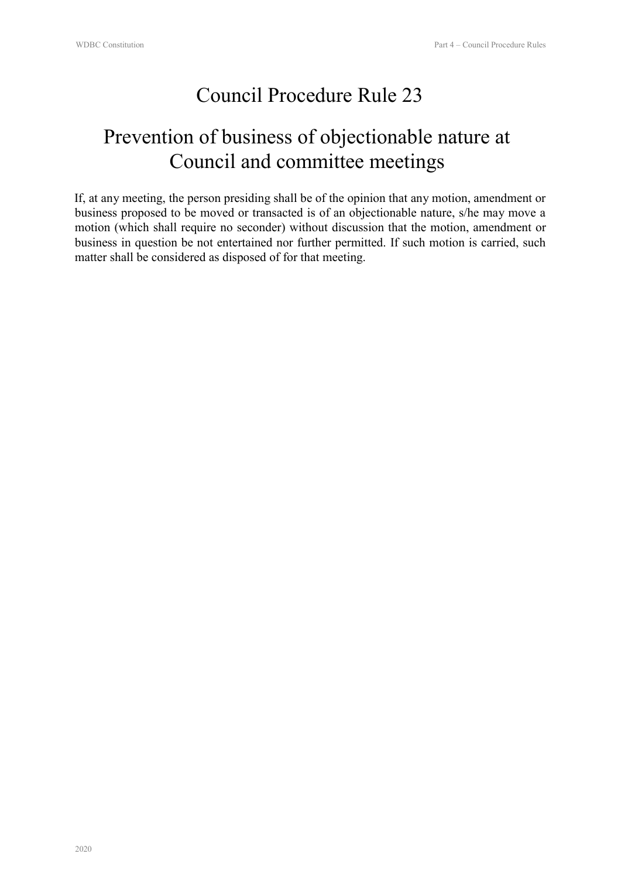# Council Procedure Rule 23

# Prevention of business of objectionable nature at Council and committee meetings

If, at any meeting, the person presiding shall be of the opinion that any motion, amendment or business proposed to be moved or transacted is of an objectionable nature, s/he may move a motion (which shall require no seconder) without discussion that the motion, amendment or business in question be not entertained nor further permitted. If such motion is carried, such matter shall be considered as disposed of for that meeting.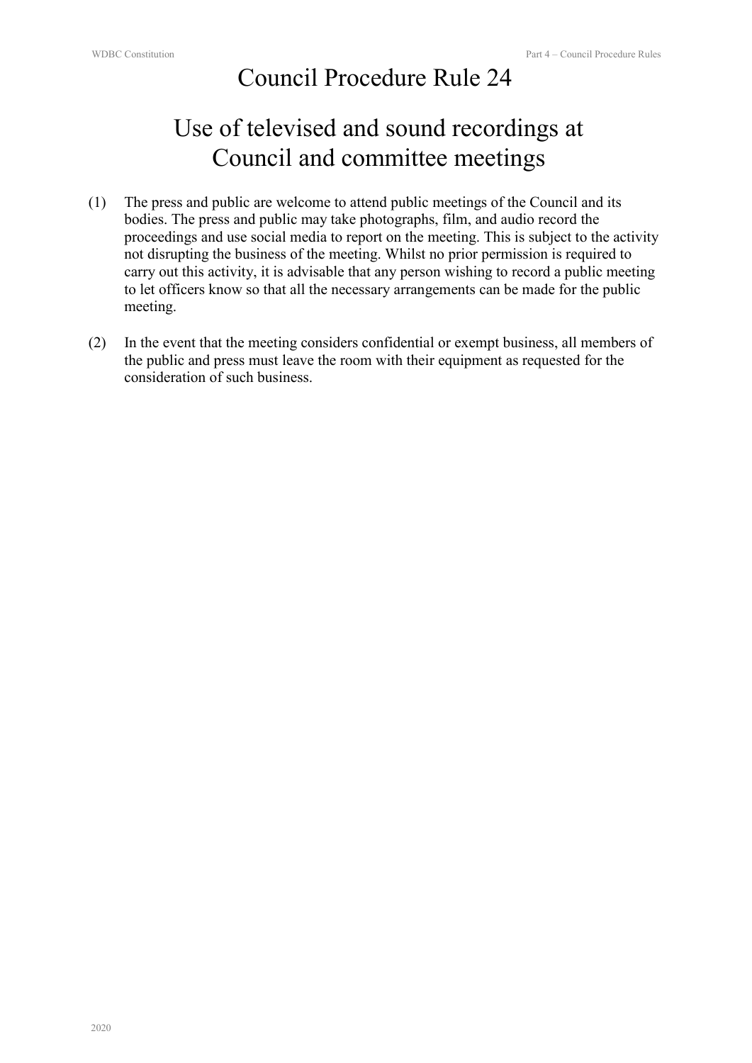# Council Procedure Rule 24

## Use of televised and sound recordings at Council and committee meetings

(1) The press and public are welcome to attend public meetings of the Council and its bodies. The press and public may take photographs, film, and audio record the proceedings and use social media to report on the meeting. This is subject to the activity not disrupting the business of the meeting. Whilst no prior permission is required to carry out this activity, it is advisable that any person wishing to record a public meeting to let officers know so that all the necessary arrangements can be made for the public meeting.

(2) In the event that the meeting considers confidential or exempt business, all members of the public and press must leave the room with their equipment as requested for the consideration of such business.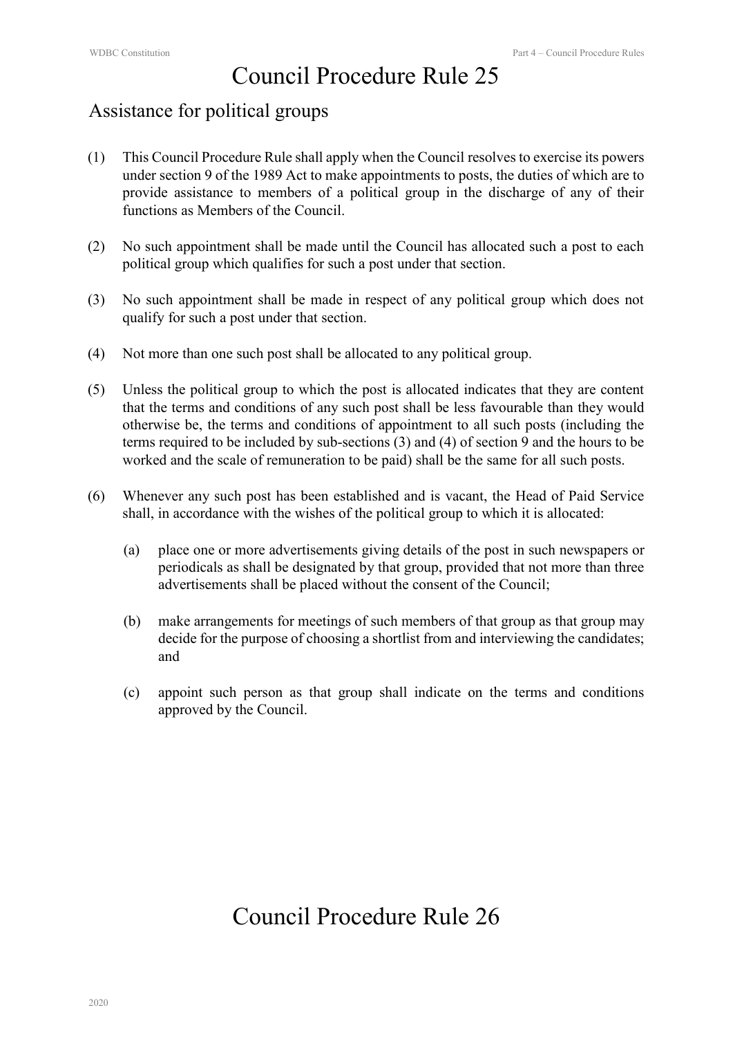# Council Procedure Rule 25

## Assistance for political groups

(1) This Council Procedure Rule shall apply when the Council resolves to exercise its powers under section 9 of the 1989 Act to make appointments to posts, the duties of which are to provide assistance to members of a political group in the discharge of any of their functions as Members of the Council.

(2) No such appointment shall be made until the Council has allocated such a post to each political group which qualifies for such a post under that section.

(3) No such appointment shall be made in respect of any political group which does not qualify for such a post under that section.

(4) Not more than one such post shall be allocated to any political group.

(5) Unless the political group to which the post is allocated indicates that they are content that the terms and conditions of any such post shall be less favourable than they would otherwise be, the terms and conditions of appointment to all such posts (including the terms required to be included by sub-sections (3) and (4) of section 9 and the hours to be worked and the scale of remuneration to be paid) shall be the same for all such posts.

(6) Whenever any such post has been established and is vacant, the Head of Paid Service shall, in accordance with the wishes of the political group to which it is allocated:

(a) place one or more advertisements giving details of the post in such newspapers or periodicals as shall be designated by that group, provided that not more than three advertisements shall be placed without the consent of the Council;

(b) make arrangements for meetings of such members of that group as that group may decide for the purpose of choosing a shortlist from and interviewing the candidates; and

(c) appoint such person as that group shall indicate on the terms and conditions approved by the Council.

# Council Procedure Rule 26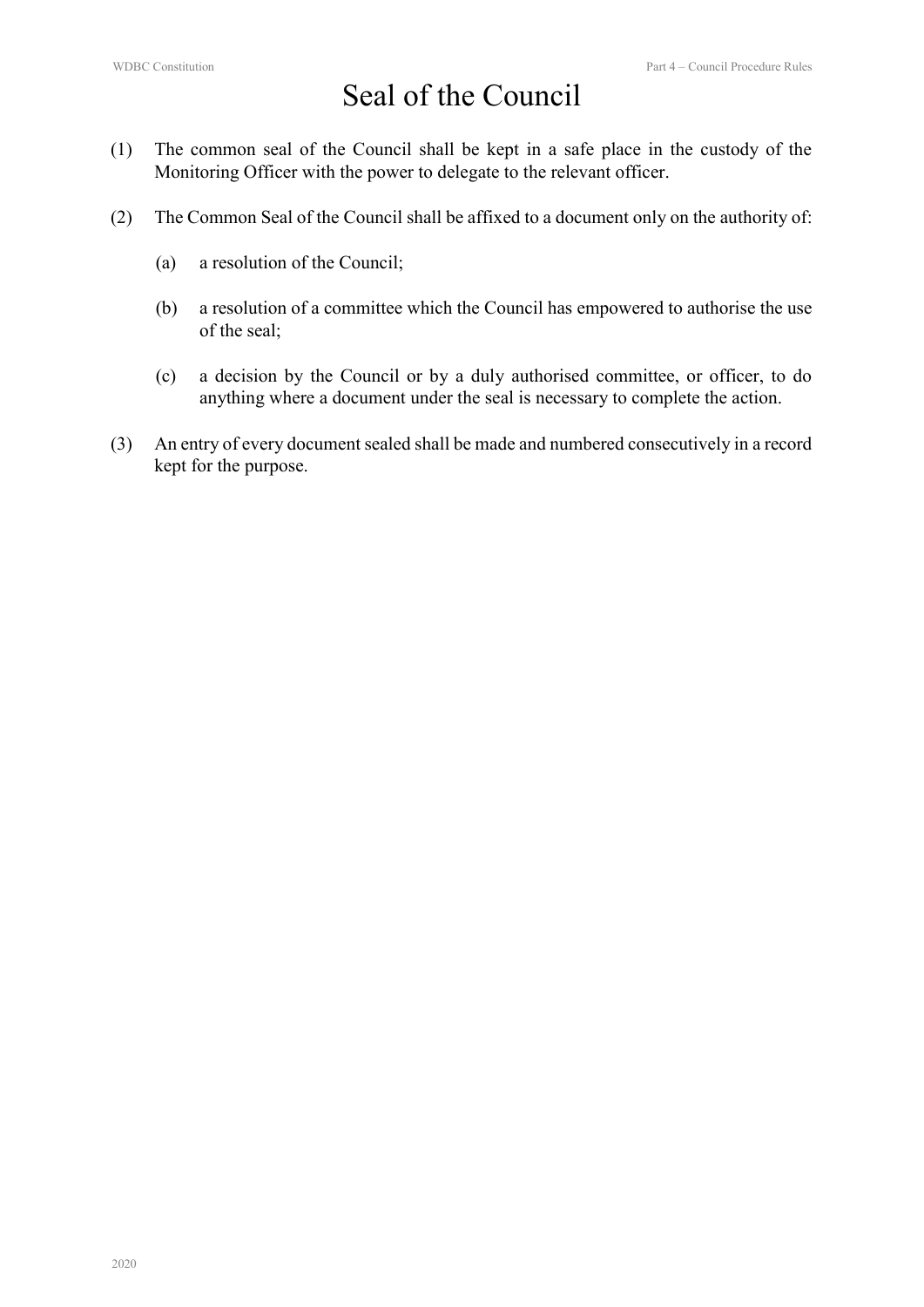# Seal of the Council

(1) The common seal of the Council shall be kept in a safe place in the custody of the Monitoring Officer with the power to delegate to the relevant officer.

(2) The Common Seal of the Council shall be affixed to a document only on the authority of:

   (a) a resolution of the Council;

   (b) a resolution of a committee which the Council has empowered to authorise the use of the seal;

   (c) a decision by the Council or by a duly authorised committee, or officer, to do anything where a document under the seal is necessary to complete the action.

(3) An entry of every document sealed shall be made and numbered consecutively in a record kept for the purpose.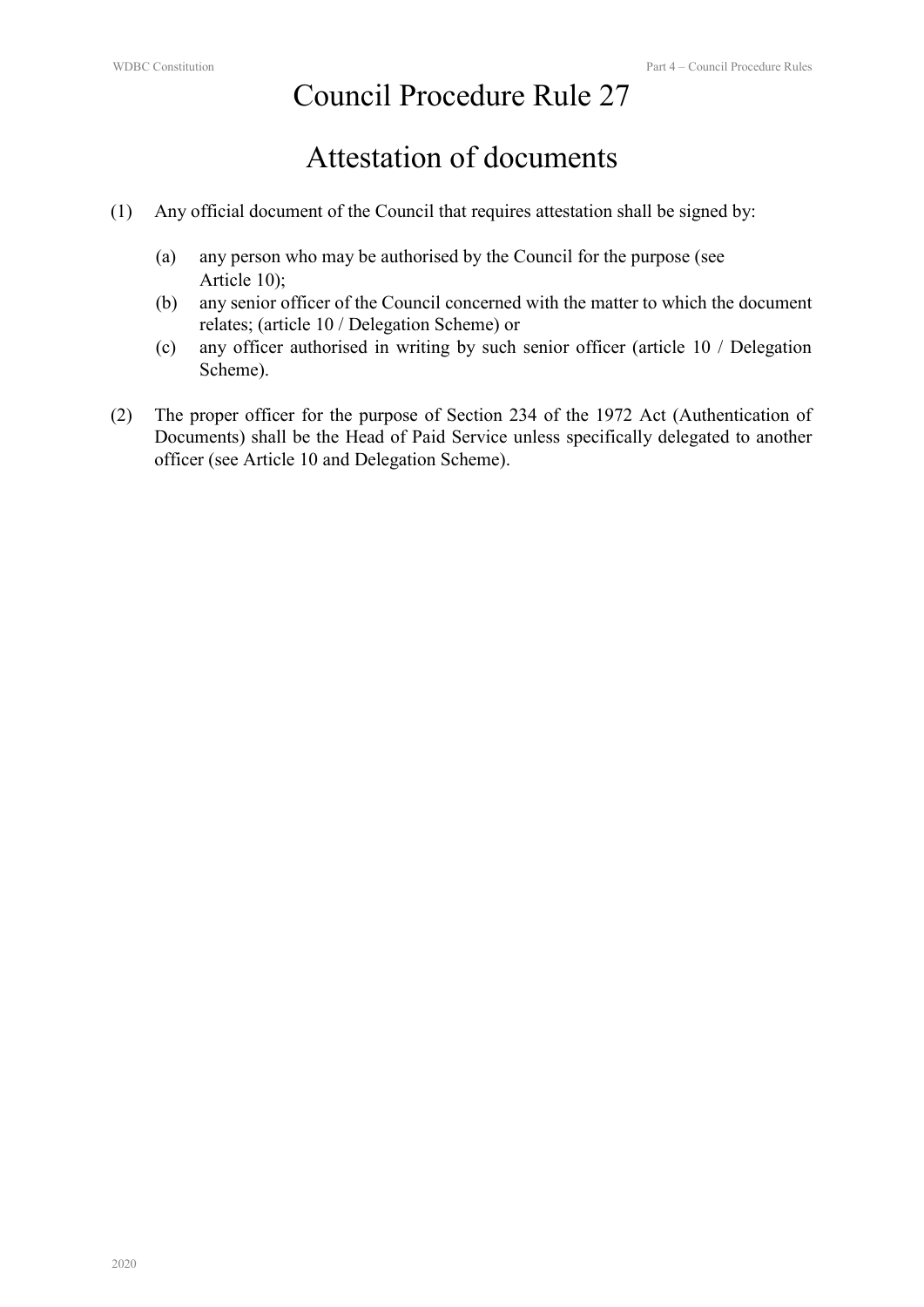# Council Procedure Rule 27

## Attestation of documents

(1) Any official document of the Council that requires attestation shall be signed by:

(a) any person who may be authorised by the Council for the purpose (see Article 10);

(b) any senior officer of the Council concerned with the matter to which the document relates; (article 10 / Delegation Scheme) or

(c) any officer authorised in writing by such senior officer (article 10 / Delegation Scheme).

(2) The proper officer for the purpose of Section 234 of the 1972 Act (Authentication of Documents) shall be the Head of Paid Service unless specifically delegated to another officer (see Article 10 and Delegation Scheme).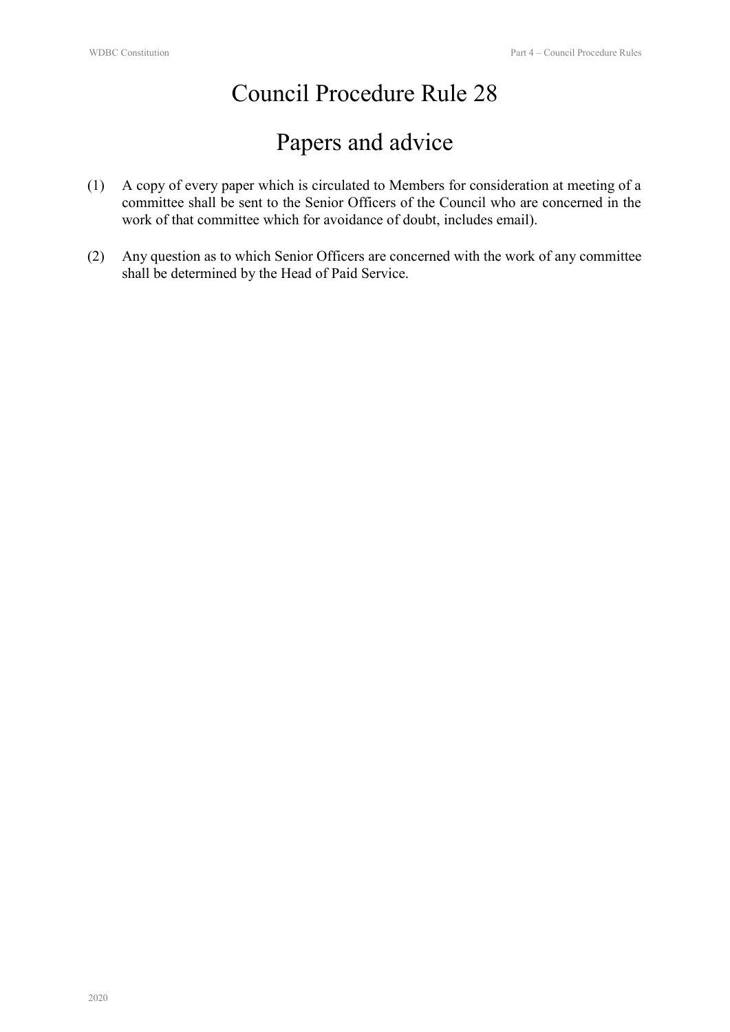# Council Procedure Rule 28

# Papers and advice

(1) A copy of every paper which is circulated to Members for consideration at meeting of a committee shall be sent to the Senior Officers of the Council who are concerned in the work of that committee which for avoidance of doubt, includes email).

(2) Any question as to which Senior Officers are concerned with the work of any committee shall be determined by the Head of Paid Service.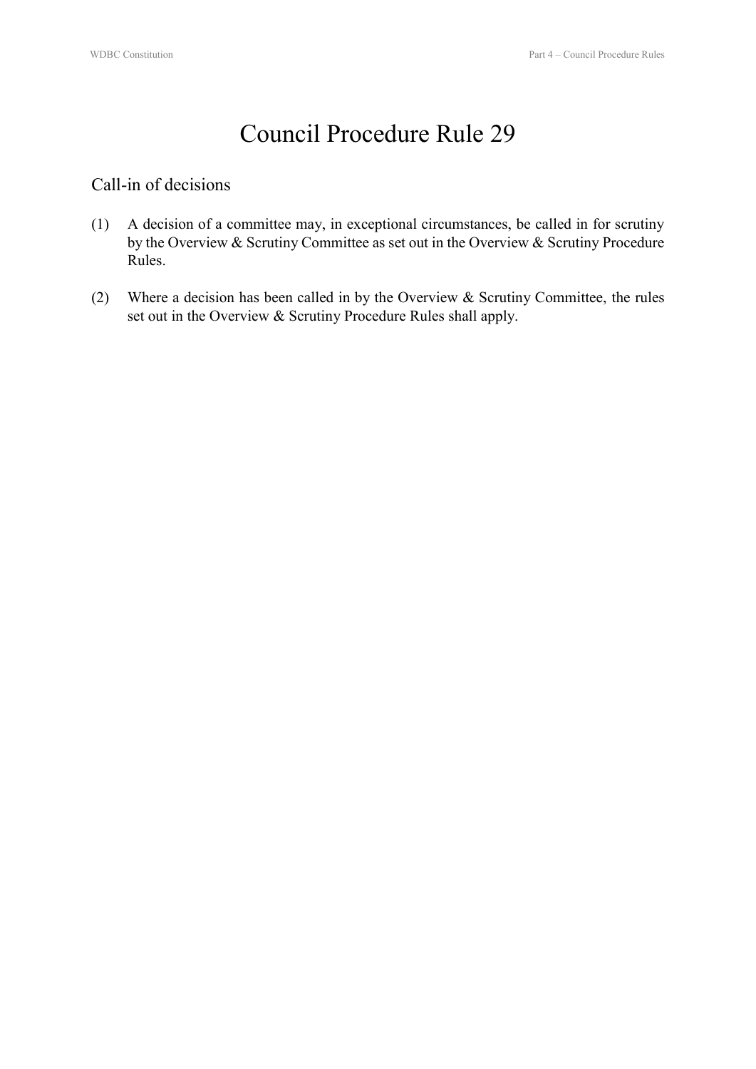# Council Procedure Rule 29

## Call-in of decisions

(1) A decision of a committee may, in exceptional circumstances, be called in for scrutiny by the Overview & Scrutiny Committee as set out in the Overview & Scrutiny Procedure Rules.

(2) Where a decision has been called in by the Overview & Scrutiny Committee, the rules set out in the Overview & Scrutiny Procedure Rules shall apply.